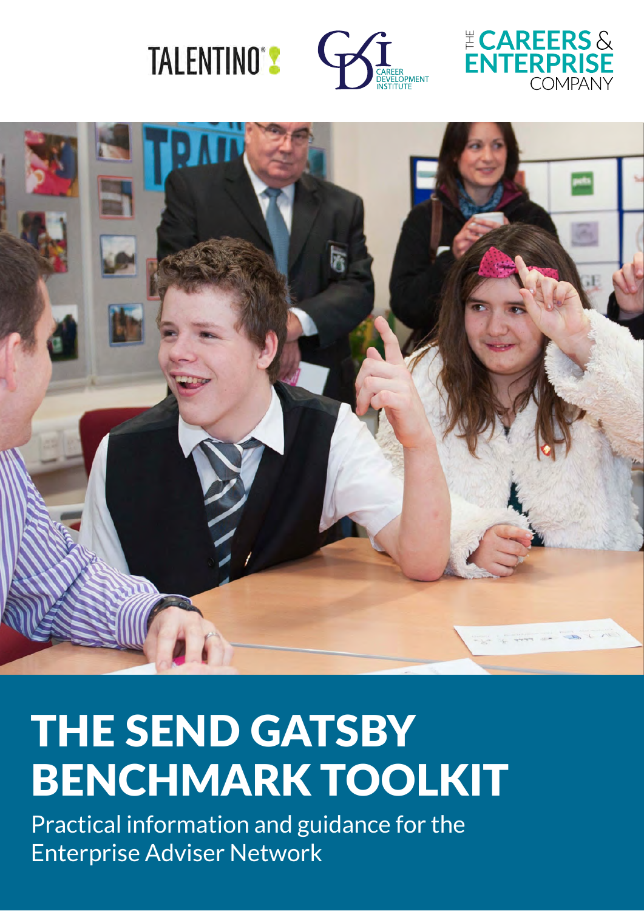TALENTINO

CDI CAREER DEVELOPMENT INSTITUTE

THE CAREERS & ENTERPRISE COMPANY

# THE SEND GATSBY BENCHMARK TOOLKIT

Practical information and guidance for the Enterprise Adviser Network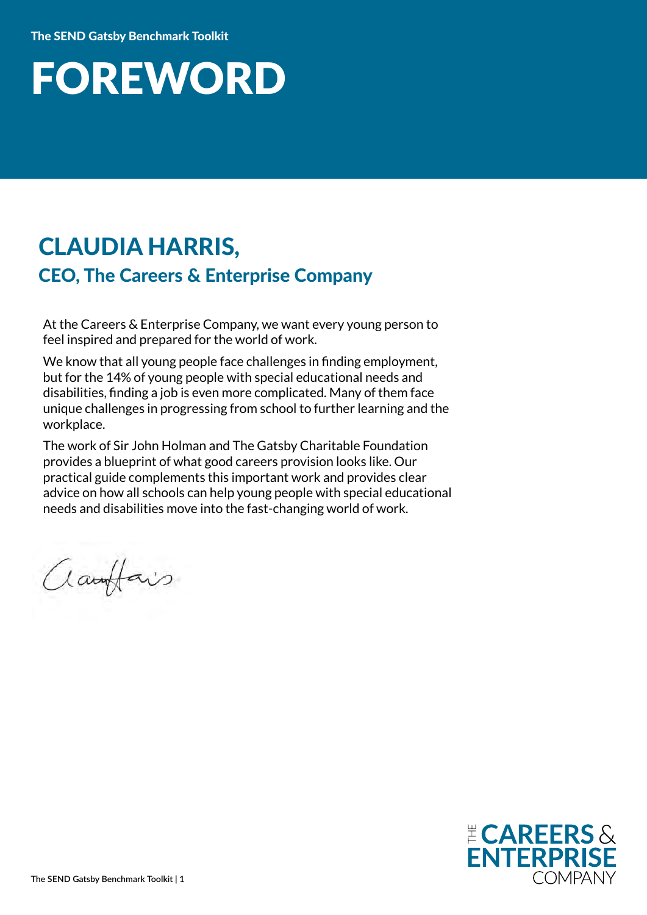# FOREWORD

## CLAUDIA HARRIS,

### CEO, The Careers & Enterprise Company

At the Careers & Enterprise Company, we want every young person to feel inspired and prepared for the world of work.

We know that all young people face challenges in finding employment, but for the 14% of young people with special educational needs and disabilities, finding a job is even more complicated. Many of them face unique challenges in progressing from school to further learning and the workplace.

The work of Sir John Holman and The Gatsby Charitable Foundation provides a blueprint of what good careers provision looks like. Our practical guide complements this important work and provides clear advice on how all schools can help young people with special educational needs and disabilities move into the fast-changing world of work.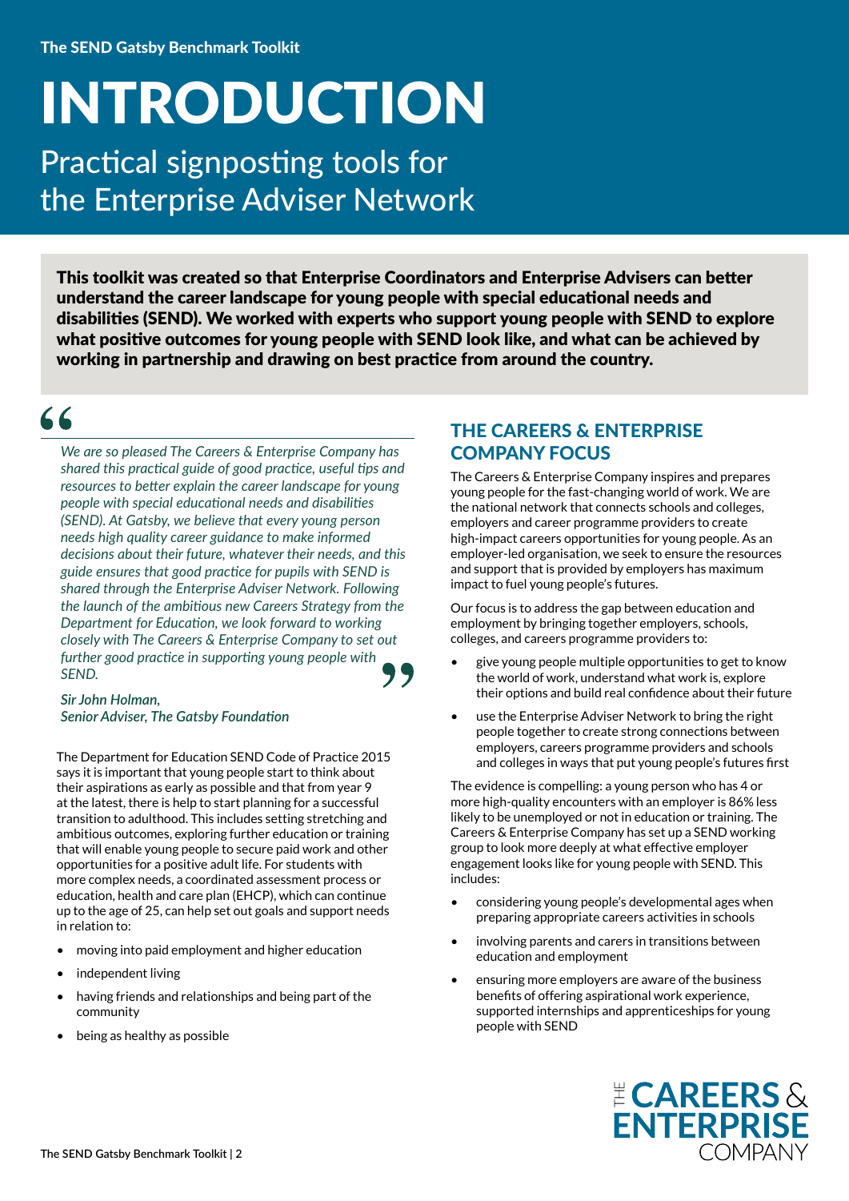# INTRODUCTION

## Practical signposting tools for the Enterprise Adviser Network

**This toolkit was created so that Enterprise Coordinators and Enterprise Advisers can better understand the career landscape for young people with special educational needs and disabilities (SEND). We worked with experts who support young people with SEND to explore what positive outcomes for young people with SEND look like, and what can be achieved by working in partnership and drawing on best practice from around the country.**

> *We are so pleased The Careers & Enterprise Company has shared this practical guide of good practice, useful tips and resources to better explain the career landscape for young people with special educational needs and disabilities (SEND). At Gatsby, we believe that every young person needs high quality career guidance to make informed decisions about their future, whatever their needs, and this guide ensures that good practice for pupils with SEND is shared through the Enterprise Adviser Network. Following the launch of the ambitious new Careers Strategy from the Department for Education, we look forward to working closely with The Careers & Enterprise Company to set out further good practice in supporting young people with SEND.*
>
> *Sir John Holman,*
> *Senior Adviser, The Gatsby Foundation*

The Department for Education SEND Code of Practice 2015 says it is important that young people start to think about their aspirations as early as possible and that from year 9 at the latest, there is help to start planning for a successful transition to adulthood. This includes setting stretching and ambitious outcomes, exploring further education or training that will enable young people to secure paid work and other opportunities for a positive adult life. For students with more complex needs, a coordinated assessment process or education, health and care plan (EHCP), which can continue up to the age of 25, can help set out goals and support needs in relation to:

- moving into paid employment and higher education
- independent living
- having friends and relationships and being part of the community
- being as healthy as possible

## THE CAREERS & ENTERPRISE COMPANY FOCUS

The Careers & Enterprise Company inspires and prepares young people for the fast-changing world of work. We are the national network that connects schools and colleges, employers and career programme providers to create high-impact careers opportunities for young people. As an employer-led organisation, we seek to ensure the resources and support that is provided by employers has maximum impact to fuel young people's futures.

Our focus is to address the gap between education and employment by bringing together employers, schools, colleges, and careers programme providers to:

- give young people multiple opportunities to get to know the world of work, understand what work is, explore their options and build real confidence about their future
- use the Enterprise Adviser Network to bring the right people together to create strong connections between employers, careers programme providers and schools and colleges in ways that put young people's futures first

The evidence is compelling: a young person who has 4 or more high-quality encounters with an employer is 86% less likely to be unemployed or not in education or training. The Careers & Enterprise Company has set up a SEND working group to look more deeply at what effective employer engagement looks like for young people with SEND. This includes:

- considering young people's developmental ages when preparing appropriate careers activities in schools
- involving parents and carers in transitions between education and employment
- ensuring more employers are aware of the business benefits of offering aspirational work experience, supported internships and apprenticeships for young people with SEND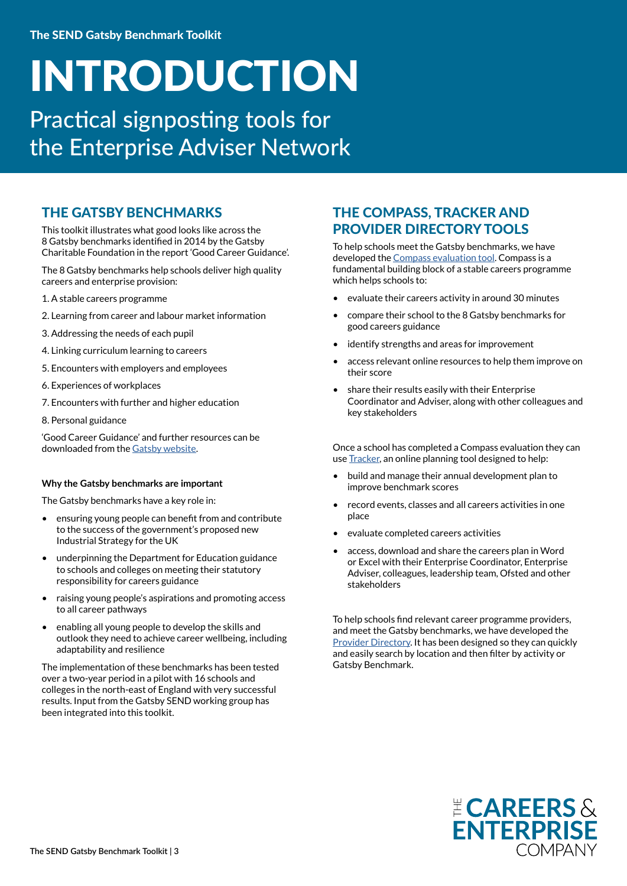The SEND Gatsby Benchmark Toolkit

# INTRODUCTION

Practical signposting tools for the Enterprise Adviser Network

## THE GATSBY BENCHMARKS

This toolkit illustrates what good looks like across the 8 Gatsby benchmarks identified in 2014 by the Gatsby Charitable Foundation in the report 'Good Career Guidance'.

The 8 Gatsby benchmarks help schools deliver high quality careers and enterprise provision:

1. A stable careers programme
2. Learning from career and labour market information
3. Addressing the needs of each pupil
4. Linking curriculum learning to careers
5. Encounters with employers and employees
6. Experiences of workplaces
7. Encounters with further and higher education
8. Personal guidance

'Good Career Guidance' and further resources can be downloaded from the Gatsby website.

**Why the Gatsby benchmarks are important**

The Gatsby benchmarks have a key role in:

- ensuring young people can benefit from and contribute to the success of the government's proposed new Industrial Strategy for the UK
- underpinning the Department for Education guidance to schools and colleges on meeting their statutory responsibility for careers guidance
- raising young people's aspirations and promoting access to all career pathways
- enabling all young people to develop the skills and outlook they need to achieve career wellbeing, including adaptability and resilience

The implementation of these benchmarks has been tested over a two-year period in a pilot with 16 schools and colleges in the north-east of England with very successful results. Input from the Gatsby SEND working group has been integrated into this toolkit.

## THE COMPASS, TRACKER AND PROVIDER DIRECTORY TOOLS

To help schools meet the Gatsby benchmarks, we have developed the Compass evaluation tool. Compass is a fundamental building block of a stable careers programme which helps schools to:

- evaluate their careers activity in around 30 minutes
- compare their school to the 8 Gatsby benchmarks for good careers guidance
- identify strengths and areas for improvement
- access relevant online resources to help them improve on their score
- share their results easily with their Enterprise Coordinator and Adviser, along with other colleagues and key stakeholders

Once a school has completed a Compass evaluation they can use Tracker, an online planning tool designed to help:

- build and manage their annual development plan to improve benchmark scores
- record events, classes and all careers activities in one place
- evaluate completed careers activities
- access, download and share the careers plan in Word or Excel with their Enterprise Coordinator, Enterprise Adviser, colleagues, leadership team, Ofsted and other stakeholders

To help schools find relevant career programme providers, and meet the Gatsby benchmarks, we have developed the Provider Directory. It has been designed so they can quickly and easily search by location and then filter by activity or Gatsby Benchmark.

THE CAREERS & ENTERPRISE COMPANY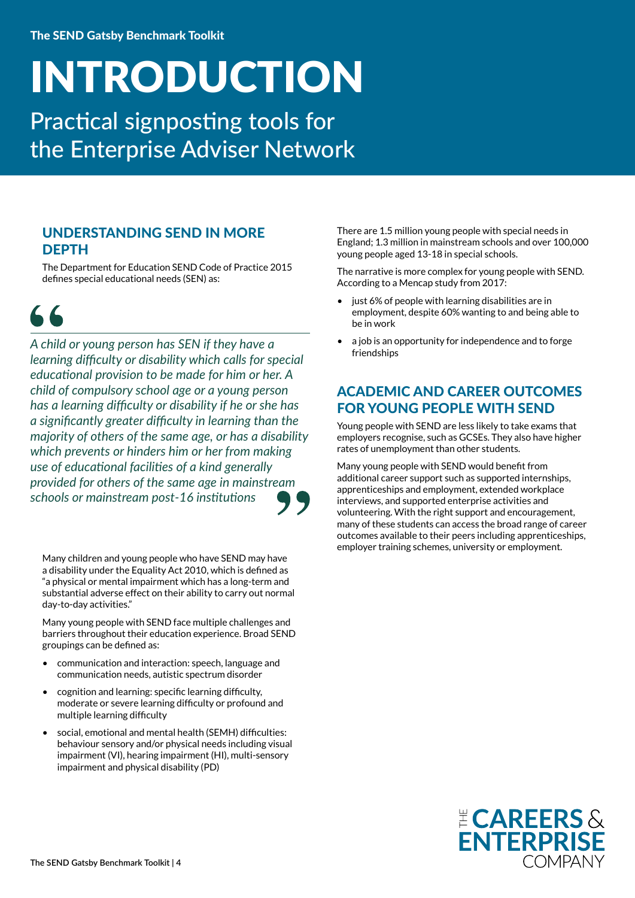# INTRODUCTION

Practical signposting tools for the Enterprise Adviser Network

## UNDERSTANDING SEND IN MORE DEPTH

The Department for Education SEND Code of Practice 2015 defines special educational needs (SEN) as:

> *A child or young person has SEN if they have a learning difficulty or disability which calls for special educational provision to be made for him or her. A child of compulsory school age or a young person has a learning difficulty or disability if he or she has a significantly greater difficulty in learning than the majority of others of the same age, or has a disability which prevents or hinders him or her from making use of educational facilities of a kind generally provided for others of the same age in mainstream schools or mainstream post-16 institutions*

Many children and young people who have SEND may have a disability under the Equality Act 2010, which is defined as "a physical or mental impairment which has a long-term and substantial adverse effect on their ability to carry out normal day-to-day activities."

Many young people with SEND face multiple challenges and barriers throughout their education experience. Broad SEND groupings can be defined as:

- communication and interaction: speech, language and communication needs, autistic spectrum disorder
- cognition and learning: specific learning difficulty, moderate or severe learning difficulty or profound and multiple learning difficulty
- social, emotional and mental health (SEMH) difficulties: behaviour sensory and/or physical needs including visual impairment (VI), hearing impairment (HI), multi-sensory impairment and physical disability (PD)

There are 1.5 million young people with special needs in England; 1.3 million in mainstream schools and over 100,000 young people aged 13-18 in special schools.

The narrative is more complex for young people with SEND. According to a Mencap study from 2017:

- just 6% of people with learning disabilities are in employment, despite 60% wanting to and being able to be in work
- a job is an opportunity for independence and to forge friendships

## ACADEMIC AND CAREER OUTCOMES FOR YOUNG PEOPLE WITH SEND

Young people with SEND are less likely to take exams that employers recognise, such as GCSEs. They also have higher rates of unemployment than other students.

Many young people with SEND would benefit from additional career support such as supported internships, apprenticeships and employment, extended workplace interviews, and supported enterprise activities and volunteering. With the right support and encouragement, many of these students can access the broad range of career outcomes available to their peers including apprenticeships, employer training schemes, university or employment.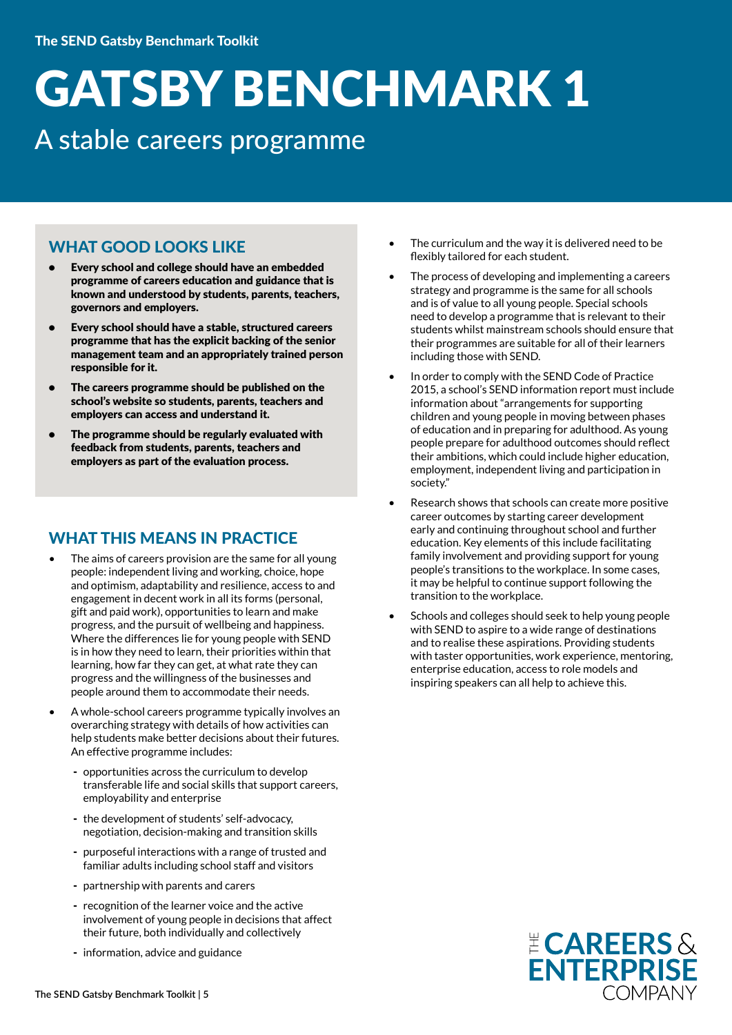# GATSBY BENCHMARK 1

## A stable careers programme

### WHAT GOOD LOOKS LIKE

- **Every school and college should have an embedded programme of careers education and guidance that is known and understood by students, parents, teachers, governors and employers.**
- **Every school should have a stable, structured careers programme that has the explicit backing of the senior management team and an appropriately trained person responsible for it.**
- **The careers programme should be published on the school's website so students, parents, teachers and employers can access and understand it.**
- **The programme should be regularly evaluated with feedback from students, parents, teachers and employers as part of the evaluation process.**

### WHAT THIS MEANS IN PRACTICE

- The aims of careers provision are the same for all young people: independent living and working, choice, hope and optimism, adaptability and resilience, access to and engagement in decent work in all its forms (personal, gift and paid work), opportunities to learn and make progress, and the pursuit of wellbeing and happiness. Where the differences lie for young people with SEND is in how they need to learn, their priorities within that learning, how far they can get, at what rate they can progress and the willingness of the businesses and people around them to accommodate their needs.
- A whole-school careers programme typically involves an overarching strategy with details of how activities can help students make better decisions about their futures. An effective programme includes:
  - opportunities across the curriculum to develop transferable life and social skills that support careers, employability and enterprise
  - the development of students' self-advocacy, negotiation, decision-making and transition skills
  - purposeful interactions with a range of trusted and familiar adults including school staff and visitors
  - partnership with parents and carers
  - recognition of the learner voice and the active involvement of young people in decisions that affect their future, both individually and collectively
  - information, advice and guidance
- The curriculum and the way it is delivered need to be flexibly tailored for each student.
- The process of developing and implementing a careers strategy and programme is the same for all schools and is of value to all young people. Special schools need to develop a programme that is relevant to their students whilst mainstream schools should ensure that their programmes are suitable for all of their learners including those with SEND.
- In order to comply with the SEND Code of Practice 2015, a school's SEND information report must include information about "arrangements for supporting children and young people in moving between phases of education and in preparing for adulthood. As young people prepare for adulthood outcomes should reflect their ambitions, which could include higher education, employment, independent living and participation in society."
- Research shows that schools can create more positive career outcomes by starting career development early and continuing throughout school and further education. Key elements of this include facilitating family involvement and providing support for young people's transitions to the workplace. In some cases, it may be helpful to continue support following the transition to the workplace.
- Schools and colleges should seek to help young people with SEND to aspire to a wide range of destinations and to realise these aspirations. Providing students with taster opportunities, work experience, mentoring, enterprise education, access to role models and inspiring speakers can all help to achieve this.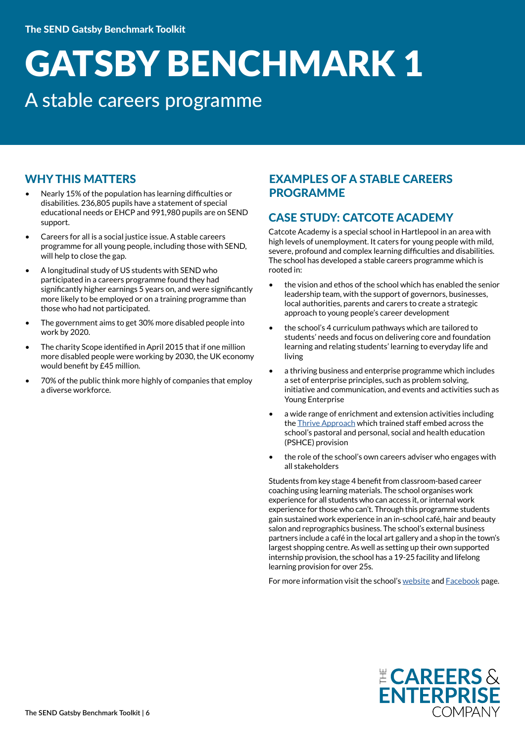# GATSBY BENCHMARK 1

## A stable careers programme

## WHY THIS MATTERS

- Nearly 15% of the population has learning difficulties or disabilities. 236,805 pupils have a statement of special educational needs or EHCP and 991,980 pupils are on SEND support.
- Careers for all is a social justice issue. A stable careers programme for all young people, including those with SEND, will help to close the gap.
- A longitudinal study of US students with SEND who participated in a careers programme found they had significantly higher earnings 5 years on, and were significantly more likely to be employed or on a training programme than those who had not participated.
- The government aims to get 30% more disabled people into work by 2020.
- The charity Scope identified in April 2015 that if one million more disabled people were working by 2030, the UK economy would benefit by £45 million.
- 70% of the public think more highly of companies that employ a diverse workforce.

## EXAMPLES OF A STABLE CAREERS PROGRAMME

### CASE STUDY: CATCOTE ACADEMY

Catcote Academy is a special school in Hartlepool in an area with high levels of unemployment. It caters for young people with mild, severe, profound and complex learning difficulties and disabilities. The school has developed a stable careers programme which is rooted in:

- the vision and ethos of the school which has enabled the senior leadership team, with the support of governors, businesses, local authorities, parents and carers to create a strategic approach to young people's career development
- the school's 4 curriculum pathways which are tailored to students' needs and focus on delivering core and foundation learning and relating students' learning to everyday life and living
- a thriving business and enterprise programme which includes a set of enterprise principles, such as problem solving, initiative and communication, and events and activities such as Young Enterprise
- a wide range of enrichment and extension activities including the Thrive Approach which trained staff embed across the school's pastoral and personal, social and health education (PSHCE) provision
- the role of the school's own careers adviser who engages with all stakeholders

Students from key stage 4 benefit from classroom-based career coaching using learning materials. The school organises work experience for all students who can access it, or internal work experience for those who can't. Through this programme students gain sustained work experience in an in-school café, hair and beauty salon and reprographics business. The school's external business partners include a café in the local art gallery and a shop in the town's largest shopping centre. As well as setting up their own supported internship provision, the school has a 19-25 facility and lifelong learning provision for over 25s.

For more information visit the school's website and Facebook page.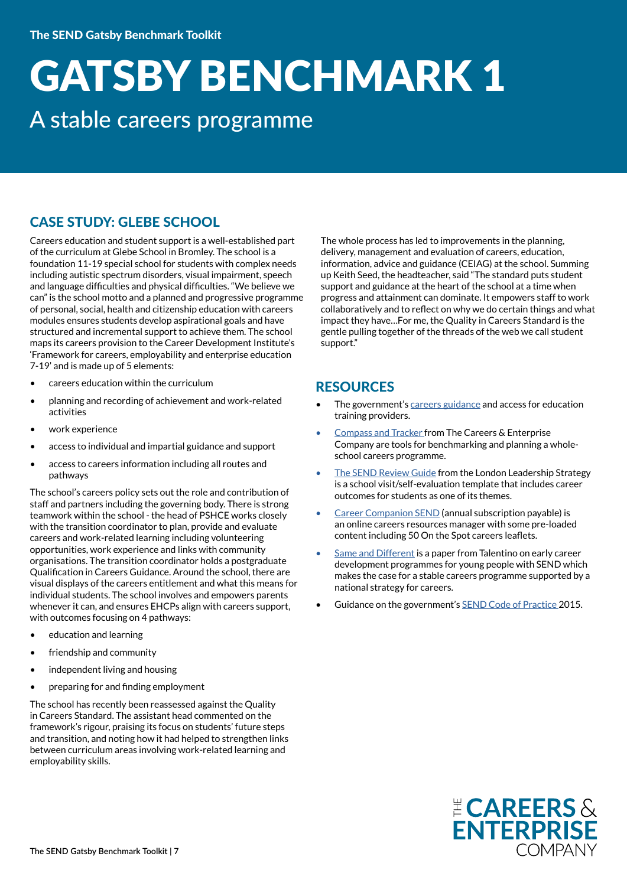# GATSBY BENCHMARK 1

A stable careers programme

## CASE STUDY: GLEBE SCHOOL

Careers education and student support is a well-established part of the curriculum at Glebe School in Bromley. The school is a foundation 11-19 special school for students with complex needs including autistic spectrum disorders, visual impairment, speech and language difficulties and physical difficulties. "We believe we can" is the school motto and a planned and progressive programme of personal, social, health and citizenship education with careers modules ensures students develop aspirational goals and have structured and incremental support to achieve them. The school maps its careers provision to the Career Development Institute's 'Framework for careers, employability and enterprise education 7-19' and is made up of 5 elements:

- careers education within the curriculum
- planning and recording of achievement and work-related activities
- work experience
- access to individual and impartial guidance and support
- access to careers information including all routes and pathways

The school's careers policy sets out the role and contribution of staff and partners including the governing body. There is strong teamwork within the school - the head of PSHCE works closely with the transition coordinator to plan, provide and evaluate careers and work-related learning including volunteering opportunities, work experience and links with community organisations. The transition coordinator holds a postgraduate Qualification in Careers Guidance. Around the school, there are visual displays of the careers entitlement and what this means for individual students. The school involves and empowers parents whenever it can, and ensures EHCPs align with careers support, with outcomes focusing on 4 pathways:

- education and learning
- friendship and community
- independent living and housing
- preparing for and finding employment

The school has recently been reassessed against the Quality in Careers Standard. The assistant head commented on the framework's rigour, praising its focus on students' future steps and transition, and noting how it had helped to strengthen links between curriculum areas involving work-related learning and employability skills.

The whole process has led to improvements in the planning, delivery, management and evaluation of careers, education, information, advice and guidance (CEIAG) at the school. Summing up Keith Seed, the headteacher, said "The standard puts student support and guidance at the heart of the school at a time when progress and attainment can dominate. It empowers staff to work collaboratively and to reflect on why we do certain things and what impact they have...For me, the Quality in Careers Standard is the gentle pulling together of the threads of the web we call student support."

## RESOURCES

- The government's careers guidance and access for education training providers.
- Compass and Tracker from The Careers & Enterprise Company are tools for benchmarking and planning a whole-school careers programme.
- The SEND Review Guide from the London Leadership Strategy is a school visit/self-evaluation template that includes career outcomes for students as one of its themes.
- Career Companion SEND (annual subscription payable) is an online careers resources manager with some pre-loaded content including 50 On the Spot careers leaflets.
- Same and Different is a paper from Talentino on early career development programmes for young people with SEND which makes the case for a stable careers programme supported by a national strategy for careers.
- Guidance on the government's SEND Code of Practice 2015.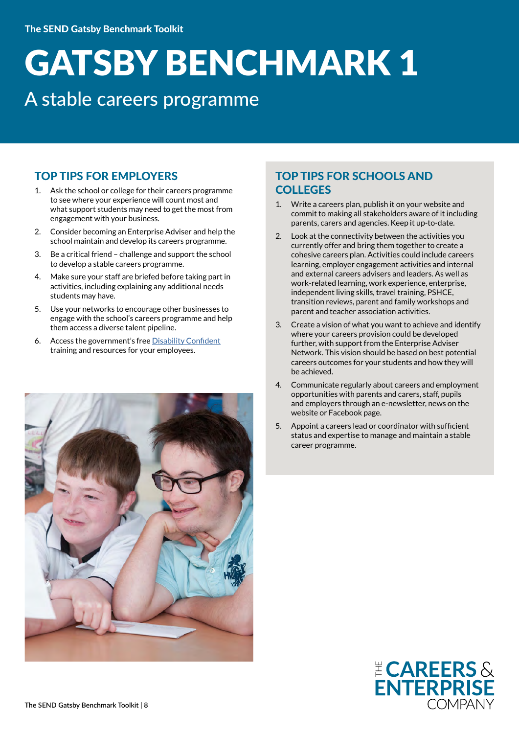The SEND Gatsby Benchmark Toolkit

# GATSBY BENCHMARK 1

## A stable careers programme

### TOP TIPS FOR EMPLOYERS

1. Ask the school or college for their careers programme to see where your experience will count most and what support students may need to get the most from engagement with your business.
2. Consider becoming an Enterprise Adviser and help the school maintain and develop its careers programme.
3. Be a critical friend – challenge and support the school to develop a stable careers programme.
4. Make sure your staff are briefed before taking part in activities, including explaining any additional needs students may have.
5. Use your networks to encourage other businesses to engage with the school's careers programme and help them access a diverse talent pipeline.
6. Access the government's free Disability Confident training and resources for your employees.

### TOP TIPS FOR SCHOOLS AND COLLEGES

1. Write a careers plan, publish it on your website and commit to making all stakeholders aware of it including parents, carers and agencies. Keep it up-to-date.
2. Look at the connectivity between the activities you currently offer and bring them together to create a cohesive careers plan. Activities could include careers learning, employer engagement activities and internal and external careers advisers and leaders. As well as work-related learning, work experience, enterprise, independent living skills, travel training, PSHCE, transition reviews, parent and family workshops and parent and teacher association activities.
3. Create a vision of what you want to achieve and identify where your careers provision could be developed further, with support from the Enterprise Adviser Network. This vision should be based on best potential careers outcomes for your students and how they will be achieved.
4. Communicate regularly about careers and employment opportunities with parents and carers, staff, pupils and employers through an e-newsletter, news on the website or Facebook page.
5. Appoint a careers lead or coordinator with sufficient status and expertise to manage and maintain a stable career programme.

THE CAREERS & ENTERPRISE COMPANY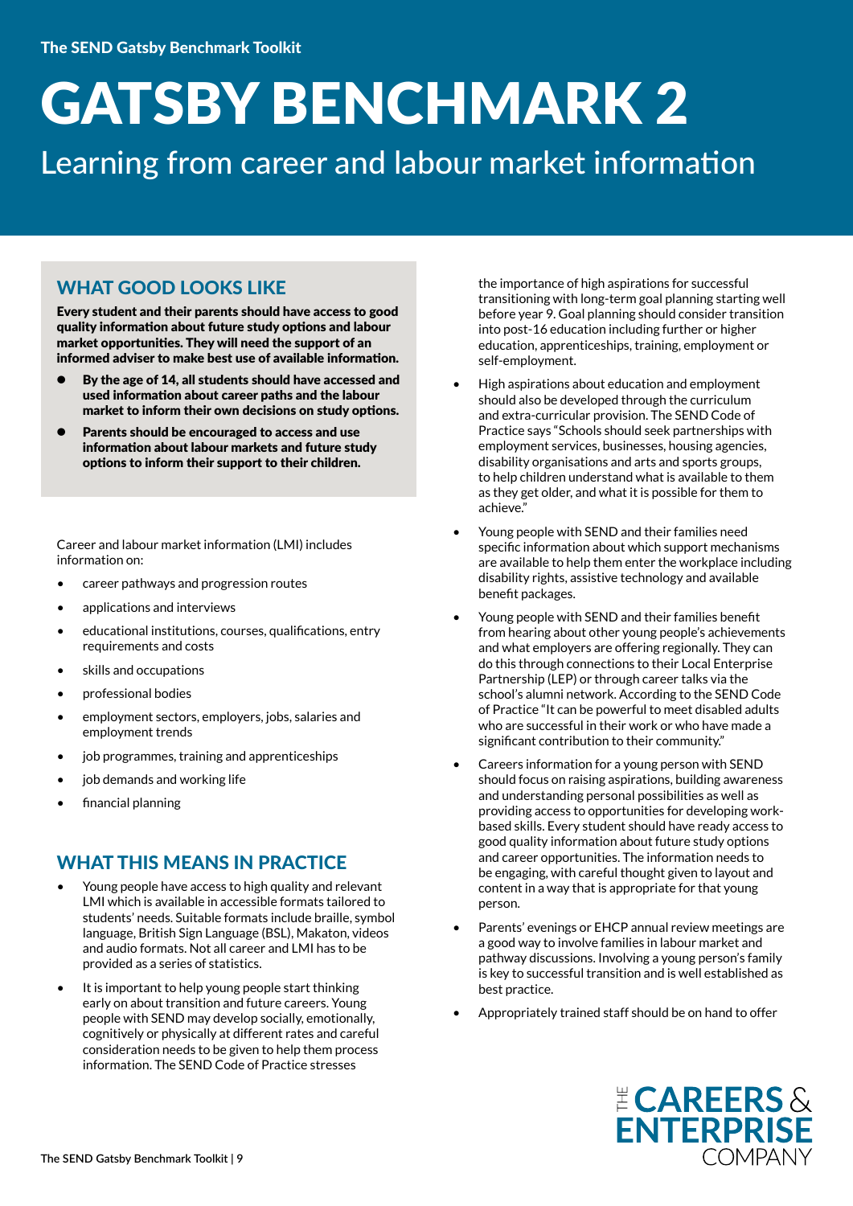// Page 10
# GATSBY BENCHMARK 2

## Learning from career and labour market information

### WHAT GOOD LOOKS LIKE

**Every student and their parents should have access to good quality information about future study options and labour market opportunities. They will need the support of an informed adviser to make best use of available information.**

- **By the age of 14, all students should have accessed and used information about career paths and the labour market to inform their own decisions on study options.**
- **Parents should be encouraged to access and use information about labour markets and future study options to inform their support to their children.**

Career and labour market information (LMI) includes information on:

- career pathways and progression routes
- applications and interviews
- educational institutions, courses, qualifications, entry requirements and costs
- skills and occupations
- professional bodies
- employment sectors, employers, jobs, salaries and employment trends
- job programmes, training and apprenticeships
- job demands and working life
- financial planning

### WHAT THIS MEANS IN PRACTICE

- Young people have access to high quality and relevant LMI which is available in accessible formats tailored to students' needs. Suitable formats include braille, symbol language, British Sign Language (BSL), Makaton, videos and audio formats. Not all career and LMI has to be provided as a series of statistics.
- It is important to help young people start thinking early on about transition and future careers. Young people with SEND may develop socially, emotionally, cognitively or physically at different rates and careful consideration needs to be given to help them process information. The SEND Code of Practice stresses the importance of high aspirations for successful transitioning with long-term goal planning starting well before year 9. Goal planning should consider transition into post-16 education including further or higher education, apprenticeships, training, employment or self-employment.
- High aspirations about education and employment should also be developed through the curriculum and extra-curricular provision. The SEND Code of Practice says "Schools should seek partnerships with employment services, businesses, housing agencies, disability organisations and arts and sports groups, to help children understand what is available to them as they get older, and what it is possible for them to achieve."
- Young people with SEND and their families need specific information about which support mechanisms are available to help them enter the workplace including disability rights, assistive technology and available benefit packages.
- Young people with SEND and their families benefit from hearing about other young people's achievements and what employers are offering regionally. They can do this through connections to their Local Enterprise Partnership (LEP) or through career talks via the school's alumni network. According to the SEND Code of Practice "It can be powerful to meet disabled adults who are successful in their work or who have made a significant contribution to their community."
- Careers information for a young person with SEND should focus on raising aspirations, building awareness and understanding personal possibilities as well as providing access to opportunities for developing work-based skills. Every student should have ready access to good quality information about future study options and career opportunities. The information needs to be engaging, with careful thought given to layout and content in a way that is appropriate for that young person.
- Parents' evenings or EHCP annual review meetings are a good way to involve families in labour market and pathway discussions. Involving a young person's family is key to successful transition and is well established as best practice.
- Appropriately trained staff should be on hand to offer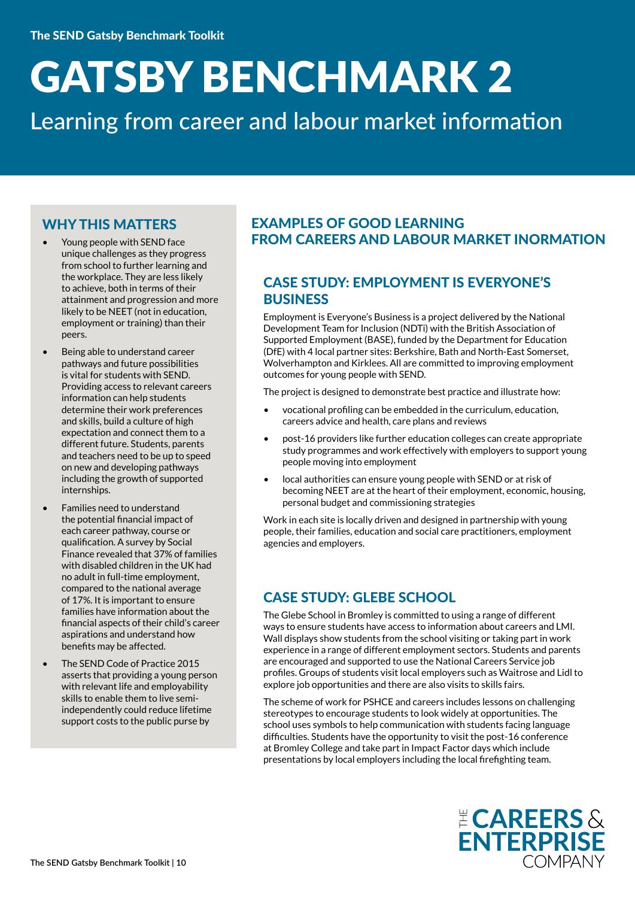# GATSBY BENCHMARK 2

Learning from career and labour market information

## WHY THIS MATTERS

- Young people with SEND face unique challenges as they progress from school to further learning and the workplace. They are less likely to achieve, both in terms of their attainment and progression and more likely to be NEET (not in education, employment or training) than their peers.
- Being able to understand career pathways and future possibilities is vital for students with SEND. Providing access to relevant careers information can help students determine their work preferences and skills, build a culture of high expectation and connect them to a different future. Students, parents and teachers need to be up to speed on new and developing pathways including the growth of supported internships.
- Families need to understand the potential financial impact of each career pathway, course or qualification. A survey by Social Finance revealed that 37% of families with disabled children in the UK had no adult in full-time employment, compared to the national average of 17%. It is important to ensure families have information about the financial aspects of their child's career aspirations and understand how benefits may be affected.
- The SEND Code of Practice 2015 asserts that providing a young person with relevant life and employability skills to enable them to live semi-independently could reduce lifetime support costs to the public purse by

## EXAMPLES OF GOOD LEARNING FROM CAREERS AND LABOUR MARKET INORMATION

### CASE STUDY: EMPLOYMENT IS EVERYONE'S BUSINESS

Employment is Everyone's Business is a project delivered by the National Development Team for Inclusion (NDTi) with the British Association of Supported Employment (BASE), funded by the Department for Education (DfE) with 4 local partner sites: Berkshire, Bath and North-East Somerset, Wolverhampton and Kirklees. All are committed to improving employment outcomes for young people with SEND.

The project is designed to demonstrate best practice and illustrate how:

- vocational profiling can be embedded in the curriculum, education, careers advice and health, care plans and reviews
- post-16 providers like further education colleges can create appropriate study programmes and work effectively with employers to support young people moving into employment
- local authorities can ensure young people with SEND or at risk of becoming NEET are at the heart of their employment, economic, housing, personal budget and commissioning strategies

Work in each site is locally driven and designed in partnership with young people, their families, education and social care practitioners, employment agencies and employers.

### CASE STUDY: GLEBE SCHOOL

The Glebe School in Bromley is committed to using a range of different ways to ensure students have access to information about careers and LMI. Wall displays show students from the school visiting or taking part in work experience in a range of different employment sectors. Students and parents are encouraged and supported to use the National Careers Service job profiles. Groups of students visit local employers such as Waitrose and Lidl to explore job opportunities and there are also visits to skills fairs.

The scheme of work for PSHCE and careers includes lessons on challenging stereotypes to encourage students to look widely at opportunities. The school uses symbols to help communication with students facing language difficulties. Students have the opportunity to visit the post-16 conference at Bromley College and take part in Impact Factor days which include presentations by local employers including the local firefighting team.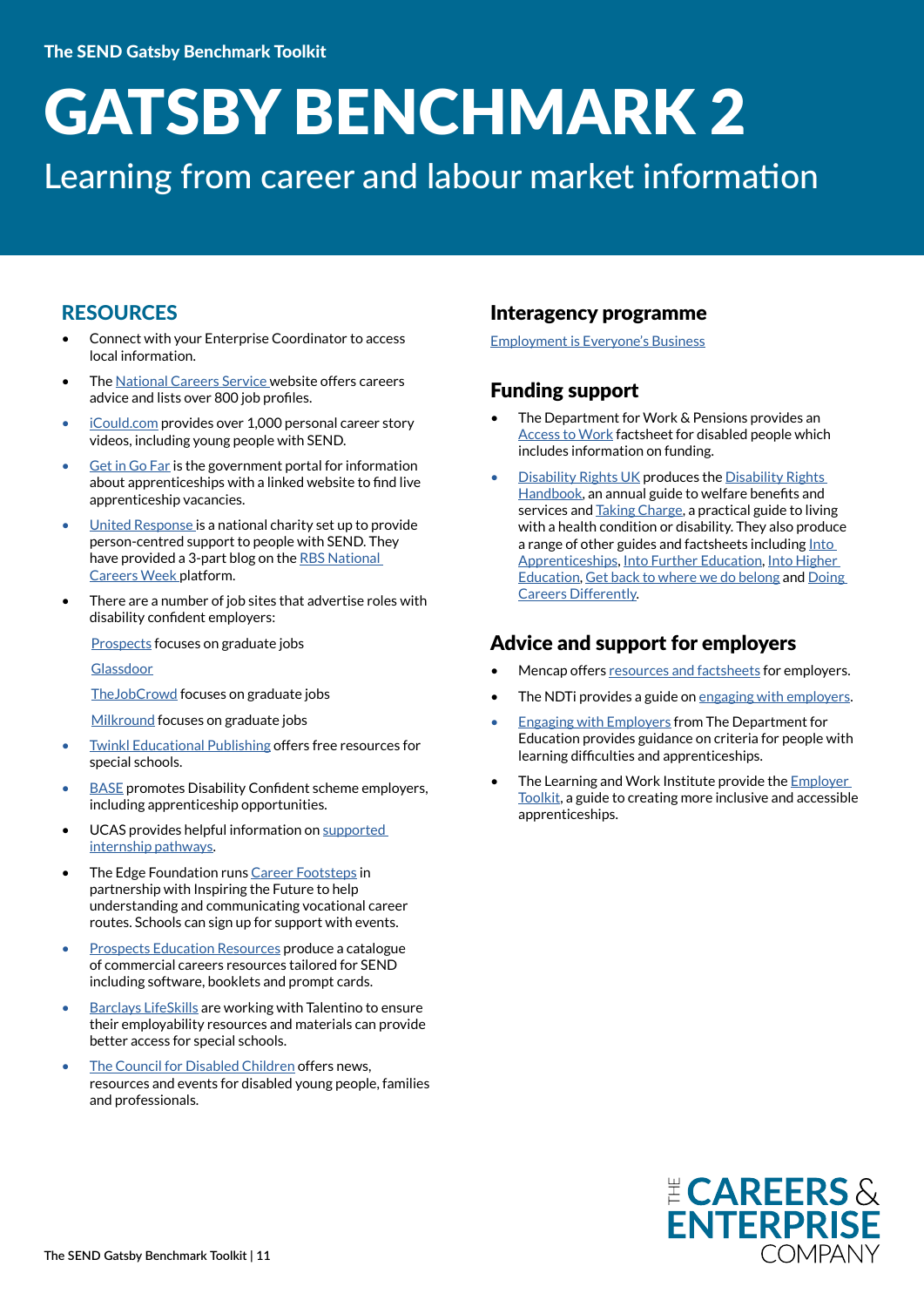# GATSBY BENCHMARK 2

## Learning from career and labour market information

## RESOURCES

- Connect with your Enterprise Coordinator to access local information.
- The National Careers Service website offers careers advice and lists over 800 job profiles.
- iCould.com provides over 1,000 personal career story videos, including young people with SEND.
- Get in Go Far is the government portal for information about apprenticeships with a linked website to find live apprenticeship vacancies.
- United Response is a national charity set up to provide person-centred support to people with SEND. They have provided a 3-part blog on the RBS National Careers Week platform.
- There are a number of job sites that advertise roles with disability confident employers:

  Prospects focuses on graduate jobs

  Glassdoor

  TheJobCrowd focuses on graduate jobs

  Milkround focuses on graduate jobs
- Twinkl Educational Publishing offers free resources for special schools.
- BASE promotes Disability Confident scheme employers, including apprenticeship opportunities.
- UCAS provides helpful information on supported internship pathways.
- The Edge Foundation runs Career Footsteps in partnership with Inspiring the Future to help understanding and communicating vocational career routes. Schools can sign up for support with events.
- Prospects Education Resources produce a catalogue of commercial careers resources tailored for SEND including software, booklets and prompt cards.
- Barclays LifeSkills are working with Talentino to ensure their employability resources and materials can provide better access for special schools.
- The Council for Disabled Children offers news, resources and events for disabled young people, families and professionals.

## Interagency programme

Employment is Everyone's Business

## Funding support

- The Department for Work & Pensions provides an Access to Work factsheet for disabled people which includes information on funding.
- Disability Rights UK produces the Disability Rights Handbook, an annual guide to welfare benefits and services and Taking Charge, a practical guide to living with a health condition or disability. They also produce a range of other guides and factsheets including Into Apprenticeships, Into Further Education, Into Higher Education, Get back to where we do belong and Doing Careers Differently.

## Advice and support for employers

- Mencap offers resources and factsheets for employers.
- The NDTi provides a guide on engaging with employers.
- Engaging with Employers from The Department for Education provides guidance on criteria for people with learning difficulties and apprenticeships.
- The Learning and Work Institute provide the Employer Toolkit, a guide to creating more inclusive and accessible apprenticeships.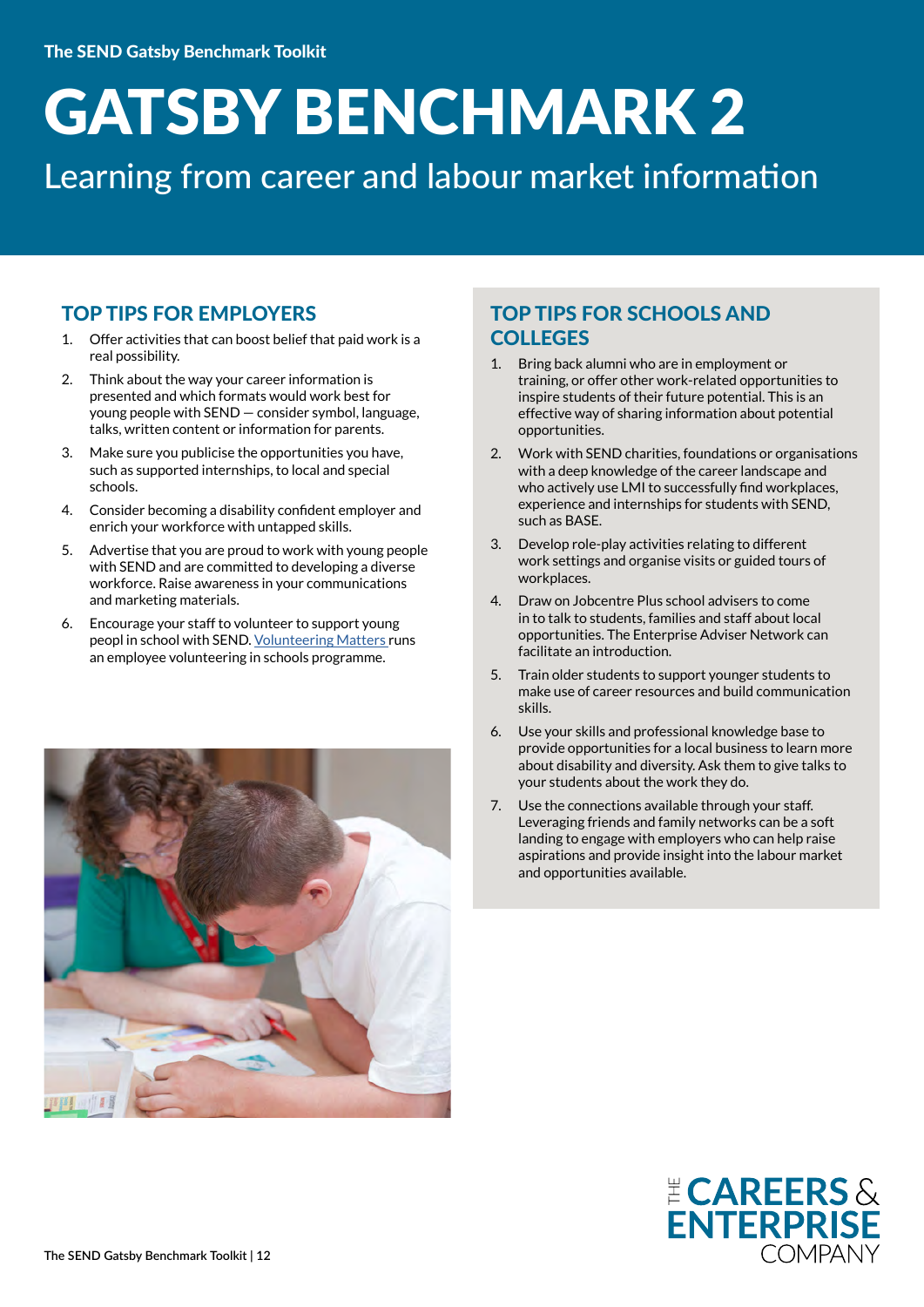# GATSBY BENCHMARK 2

Learning from career and labour market information

## TOP TIPS FOR EMPLOYERS

1. Offer activities that can boost belief that paid work is a real possibility.
2. Think about the way your career information is presented and which formats would work best for young people with SEND — consider symbol, language, talks, written content or information for parents.
3. Make sure you publicise the opportunities you have, such as supported internships, to local and special schools.
4. Consider becoming a disability confident employer and enrich your workforce with untapped skills.
5. Advertise that you are proud to work with young people with SEND and are committed to developing a diverse workforce. Raise awareness in your communications and marketing materials.
6. Encourage your staff to volunteer to support young peopl in school with SEND. Volunteering Matters runs an employee volunteering in schools programme.

## TOP TIPS FOR SCHOOLS AND COLLEGES

1. Bring back alumni who are in employment or training, or offer other work-related opportunities to inspire students of their future potential. This is an effective way of sharing information about potential opportunities.
2. Work with SEND charities, foundations or organisations with a deep knowledge of the career landscape and who actively use LMI to successfully find workplaces, experience and internships for students with SEND, such as BASE.
3. Develop role-play activities relating to different work settings and organise visits or guided tours of workplaces.
4. Draw on Jobcentre Plus school advisers to come in to talk to students, families and staff about local opportunities. The Enterprise Adviser Network can facilitate an introduction.
5. Train older students to support younger students to make use of career resources and build communication skills.
6. Use your skills and professional knowledge base to provide opportunities for a local business to learn more about disability and diversity. Ask them to give talks to your students about the work they do.
7. Use the connections available through your staff. Leveraging friends and family networks can be a soft landing to engage with employers who can help raise aspirations and provide insight into the labour market and opportunities available.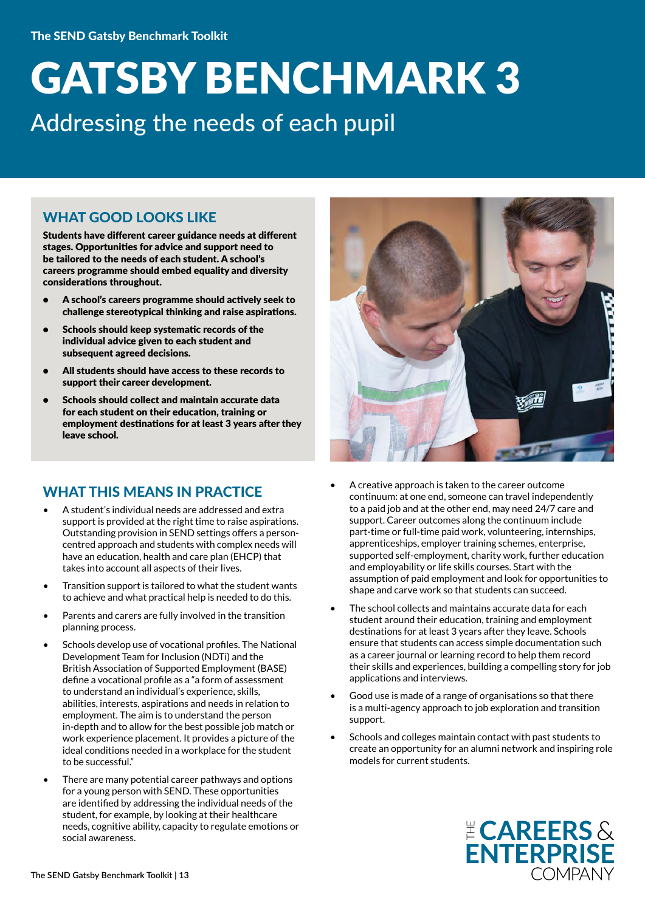The SEND Gatsby Benchmark Toolkit

# GATSBY BENCHMARK 3

## Addressing the needs of each pupil

### WHAT GOOD LOOKS LIKE

**Students have different career guidance needs at different stages. Opportunities for advice and support need to be tailored to the needs of each student. A school's careers programme should embed equality and diversity considerations throughout.**

- **A school's careers programme should actively seek to challenge stereotypical thinking and raise aspirations.**
- **Schools should keep systematic records of the individual advice given to each student and subsequent agreed decisions.**
- **All students should have access to these records to support their career development.**
- **Schools should collect and maintain accurate data for each student on their education, training or employment destinations for at least 3 years after they leave school.**

### WHAT THIS MEANS IN PRACTICE

- A student's individual needs are addressed and extra support is provided at the right time to raise aspirations. Outstanding provision in SEND settings offers a person-centred approach and students with complex needs will have an education, health and care plan (EHCP) that takes into account all aspects of their lives.
- Transition support is tailored to what the student wants to achieve and what practical help is needed to do this.
- Parents and carers are fully involved in the transition planning process.
- Schools develop use of vocational profiles. The National Development Team for Inclusion (NDTi) and the British Association of Supported Employment (BASE) define a vocational profile as a "a form of assessment to understand an individual's experience, skills, abilities, interests, aspirations and needs in relation to employment. The aim is to understand the person in-depth and to allow for the best possible job match or work experience placement. It provides a picture of the ideal conditions needed in a workplace for the student to be successful."
- There are many potential career pathways and options for a young person with SEND. These opportunities are identified by addressing the individual needs of the student, for example, by looking at their healthcare needs, cognitive ability, capacity to regulate emotions or social awareness.
- A creative approach is taken to the career outcome continuum: at one end, someone can travel independently to a paid job and at the other end, may need 24/7 care and support. Career outcomes along the continuum include part-time or full-time paid work, volunteering, internships, apprenticeships, employer training schemes, enterprise, supported self-employment, charity work, further education and employability or life skills courses. Start with the assumption of paid employment and look for opportunities to shape and carve work so that students can succeed.
- The school collects and maintains accurate data for each student around their education, training and employment destinations for at least 3 years after they leave. Schools ensure that students can access simple documentation such as a career journal or learning record to help them record their skills and experiences, building a compelling story for job applications and interviews.
- Good use is made of a range of organisations so that there is a multi-agency approach to job exploration and transition support.
- Schools and colleges maintain contact with past students to create an opportunity for an alumni network and inspiring role models for current students.

THE CAREERS & ENTERPRISE COMPANY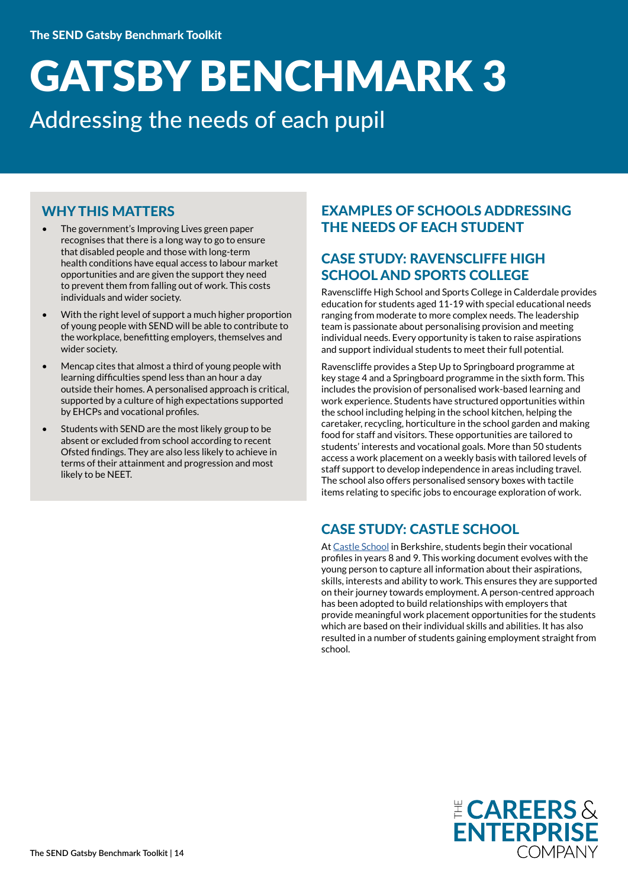# GATSBY BENCHMARK 3

## Addressing the needs of each pupil

### WHY THIS MATTERS

- The government's Improving Lives green paper recognises that there is a long way to go to ensure that disabled people and those with long-term health conditions have equal access to labour market opportunities and are given the support they need to prevent them from falling out of work. This costs individuals and wider society.
- With the right level of support a much higher proportion of young people with SEND will be able to contribute to the workplace, benefitting employers, themselves and wider society.
- Mencap cites that almost a third of young people with learning difficulties spend less than an hour a day outside their homes. A personalised approach is critical, supported by a culture of high expectations supported by EHCPs and vocational profiles.
- Students with SEND are the most likely group to be absent or excluded from school according to recent Ofsted findings. They are also less likely to achieve in terms of their attainment and progression and most likely to be NEET.

### EXAMPLES OF SCHOOLS ADDRESSING THE NEEDS OF EACH STUDENT

### CASE STUDY: RAVENSCLIFFE HIGH SCHOOL AND SPORTS COLLEGE

Ravenscliffe High School and Sports College in Calderdale provides education for students aged 11-19 with special educational needs ranging from moderate to more complex needs. The leadership team is passionate about personalising provision and meeting individual needs. Every opportunity is taken to raise aspirations and support individual students to meet their full potential.

Ravenscliffe provides a Step Up to Springboard programme at key stage 4 and a Springboard programme in the sixth form. This includes the provision of personalised work-based learning and work experience. Students have structured opportunities within the school including helping in the school kitchen, helping the caretaker, recycling, horticulture in the school garden and making food for staff and visitors. These opportunities are tailored to students' interests and vocational goals. More than 50 students access a work placement on a weekly basis with tailored levels of staff support to develop independence in areas including travel. The school also offers personalised sensory boxes with tactile items relating to specific jobs to encourage exploration of work.

### CASE STUDY: CASTLE SCHOOL

At Castle School in Berkshire, students begin their vocational profiles in years 8 and 9. This working document evolves with the young person to capture all information about their aspirations, skills, interests and ability to work. This ensures they are supported on their journey towards employment. A person-centred approach has been adopted to build relationships with employers that provide meaningful work placement opportunities for the students which are based on their individual skills and abilities. It has also resulted in a number of students gaining employment straight from school.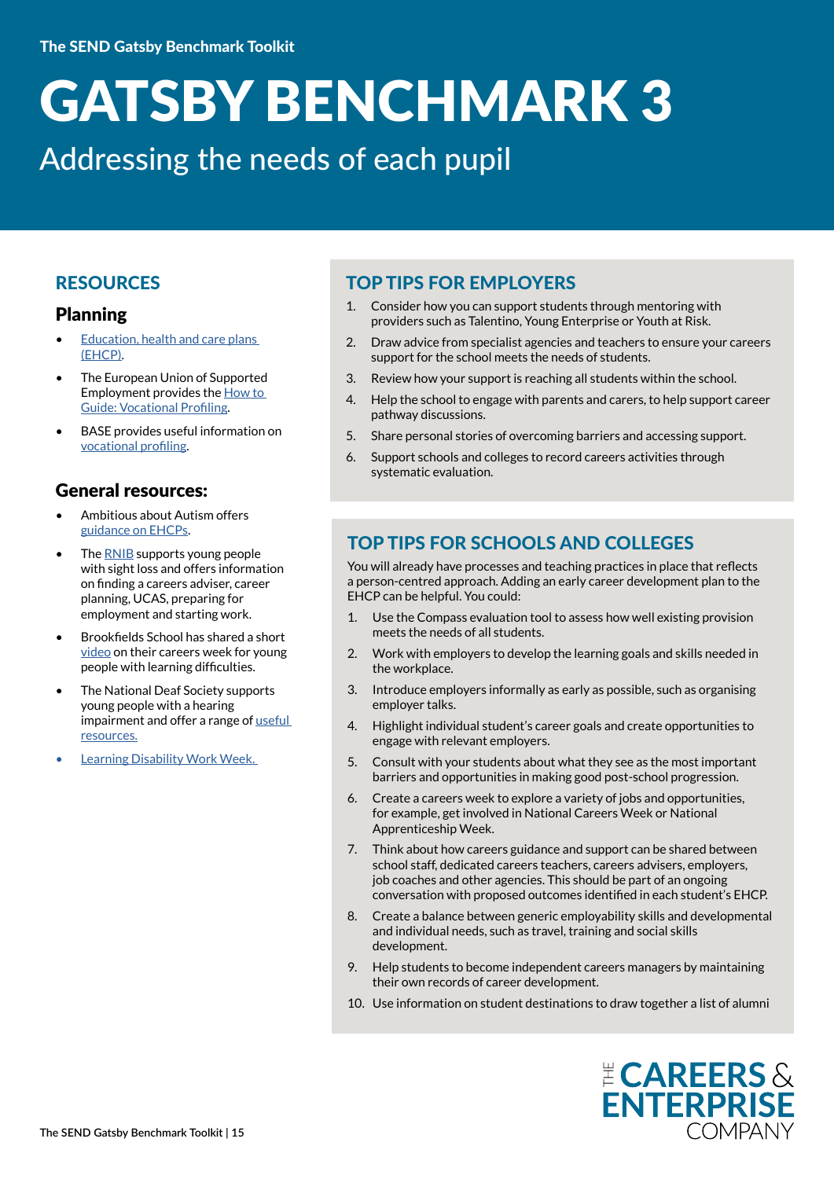# GATSBY BENCHMARK 3

## Addressing the needs of each pupil

## RESOURCES

### Planning

- Education, health and care plans (EHCP).
- The European Union of Supported Employment provides the How to Guide: Vocational Profiling.
- BASE provides useful information on vocational profiling.

### General resources:

- Ambitious about Autism offers guidance on EHCPs.
- The RNIB supports young people with sight loss and offers information on finding a careers adviser, career planning, UCAS, preparing for employment and starting work.
- Brookfields School has shared a short video on their careers week for young people with learning difficulties.
- The National Deaf Society supports young people with a hearing impairment and offer a range of useful resources.
- Learning Disability Work Week.

## TOP TIPS FOR EMPLOYERS

1. Consider how you can support students through mentoring with providers such as Talentino, Young Enterprise or Youth at Risk.
2. Draw advice from specialist agencies and teachers to ensure your careers support for the school meets the needs of students.
3. Review how your support is reaching all students within the school.
4. Help the school to engage with parents and carers, to help support career pathway discussions.
5. Share personal stories of overcoming barriers and accessing support.
6. Support schools and colleges to record careers activities through systematic evaluation.

## TOP TIPS FOR SCHOOLS AND COLLEGES

You will already have processes and teaching practices in place that reflects a person-centred approach. Adding an early career development plan to the EHCP can be helpful. You could:

1. Use the Compass evaluation tool to assess how well existing provision meets the needs of all students.
2. Work with employers to develop the learning goals and skills needed in the workplace.
3. Introduce employers informally as early as possible, such as organising employer talks.
4. Highlight individual student's career goals and create opportunities to engage with relevant employers.
5. Consult with your students about what they see as the most important barriers and opportunities in making good post-school progression.
6. Create a careers week to explore a variety of jobs and opportunities, for example, get involved in National Careers Week or National Apprenticeship Week.
7. Think about how careers guidance and support can be shared between school staff, dedicated careers teachers, careers advisers, employers, job coaches and other agencies. This should be part of an ongoing conversation with proposed outcomes identified in each student's EHCP.
8. Create a balance between generic employability skills and developmental and individual needs, such as travel, training and social skills development.
9. Help students to become independent careers managers by maintaining their own records of career development.
10. Use information on student destinations to draw together a list of alumni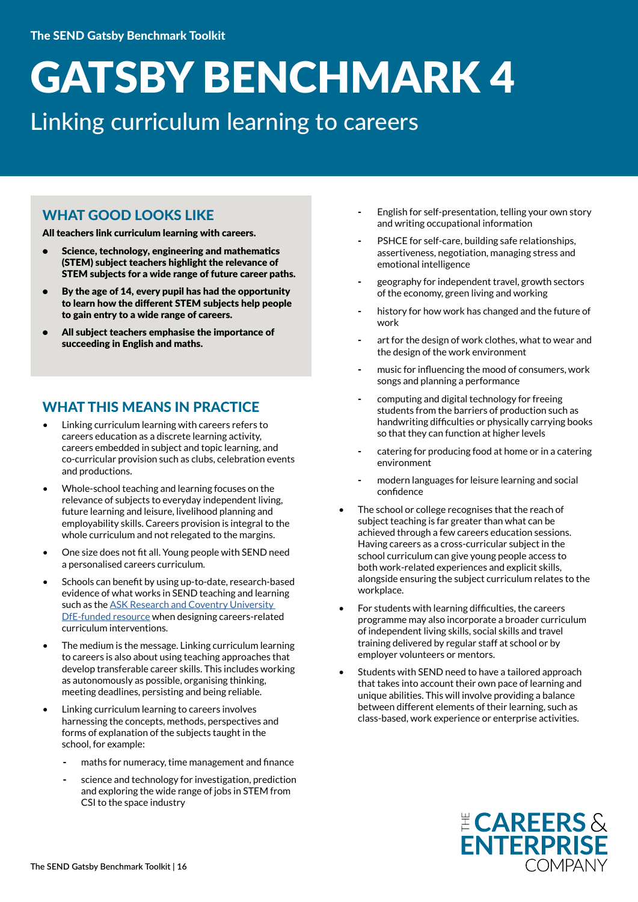# GATSBY BENCHMARK 4

## Linking curriculum learning to careers

### WHAT GOOD LOOKS LIKE

**All teachers link curriculum learning with careers.**

- **Science, technology, engineering and mathematics (STEM) subject teachers highlight the relevance of STEM subjects for a wide range of future career paths.**
- **By the age of 14, every pupil has had the opportunity to learn how the different STEM subjects help people to gain entry to a wide range of careers.**
- **All subject teachers emphasise the importance of succeeding in English and maths.**

### WHAT THIS MEANS IN PRACTICE

- Linking curriculum learning with careers refers to careers education as a discrete learning activity, careers embedded in subject and topic learning, and co-curricular provision such as clubs, celebration events and productions.
- Whole-school teaching and learning focuses on the relevance of subjects to everyday independent living, future learning and leisure, livelihood planning and employability skills. Careers provision is integral to the whole curriculum and not relegated to the margins.
- One size does not fit all. Young people with SEND need a personalised careers curriculum.
- Schools can benefit by using up-to-date, research-based evidence of what works in SEND teaching and learning such as the [ASK Research and Coventry University DfE-funded resource] when designing careers-related curriculum interventions.
- The medium is the message. Linking curriculum learning to careers is also about using teaching approaches that develop transferable career skills. This includes working as autonomously as possible, organising thinking, meeting deadlines, persisting and being reliable.
- Linking curriculum learning to careers involves harnessing the concepts, methods, perspectives and forms of explanation of the subjects taught in the school, for example:
  - maths for numeracy, time management and finance
  - science and technology for investigation, prediction and exploring the wide range of jobs in STEM from CSI to the space industry
  - English for self-presentation, telling your own story and writing occupational information
  - PSHCE for self-care, building safe relationships, assertiveness, negotiation, managing stress and emotional intelligence
  - geography for independent travel, growth sectors of the economy, green living and working
  - history for how work has changed and the future of work
  - art for the design of work clothes, what to wear and the design of the work environment
  - music for influencing the mood of consumers, work songs and planning a performance
  - computing and digital technology for freeing students from the barriers of production such as handwriting difficulties or physically carrying books so that they can function at higher levels
  - catering for producing food at home or in a catering environment
  - modern languages for leisure learning and social confidence
- The school or college recognises that the reach of subject teaching is far greater than what can be achieved through a few careers education sessions. Having careers as a cross-curricular subject in the school curriculum can give young people access to both work-related experiences and explicit skills, alongside ensuring the subject curriculum relates to the workplace.
- For students with learning difficulties, the careers programme may also incorporate a broader curriculum of independent living skills, social skills and travel training delivered by regular staff at school or by employer volunteers or mentors.
- Students with SEND need to have a tailored approach that takes into account their own pace of learning and unique abilities. This will involve providing a balance between different elements of their learning, such as class-based, work experience or enterprise activities.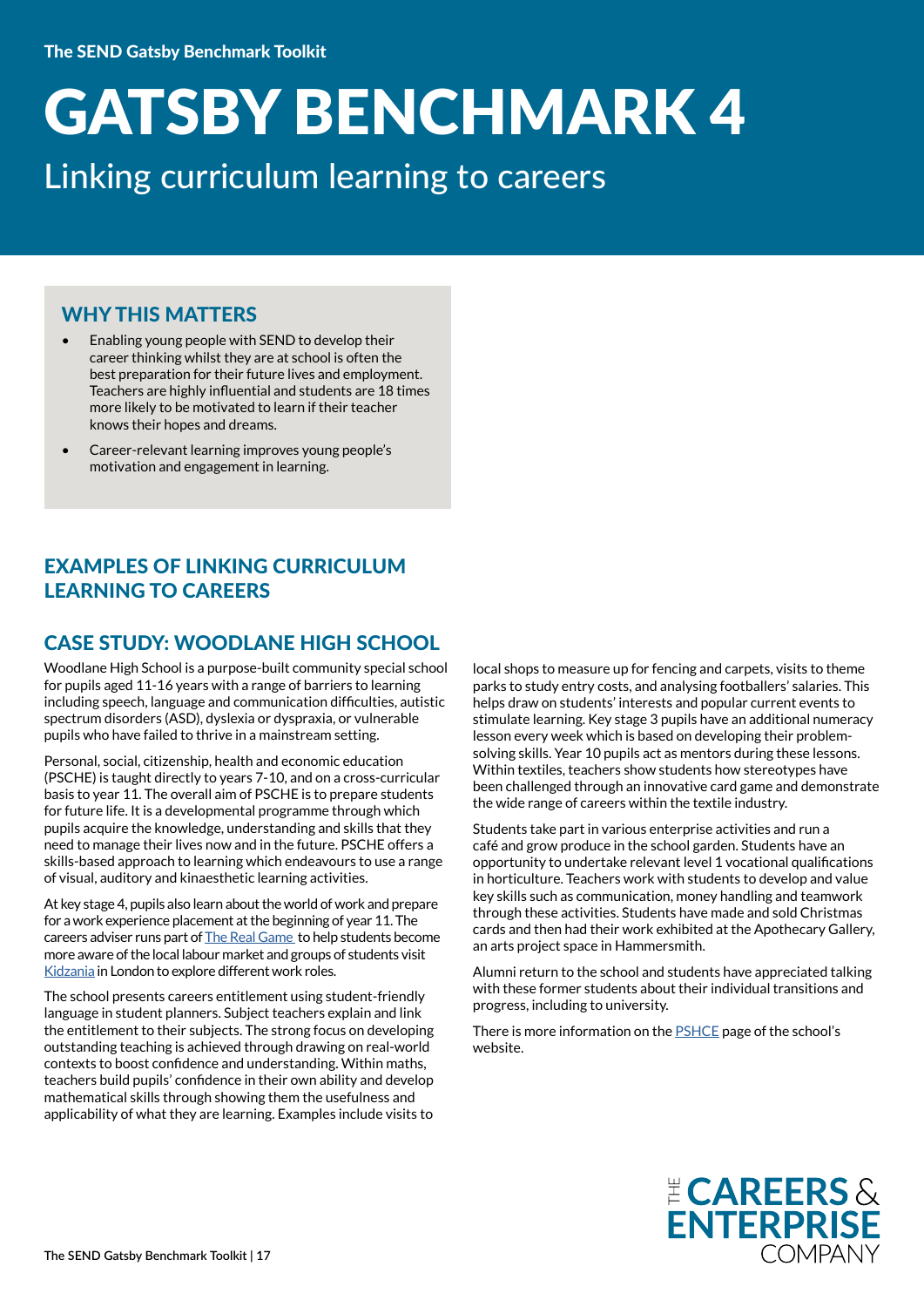# GATSBY BENCHMARK 4

## Linking curriculum learning to careers

### WHY THIS MATTERS

- Enabling young people with SEND to develop their career thinking whilst they are at school is often the best preparation for their future lives and employment. Teachers are highly influential and students are 18 times more likely to be motivated to learn if their teacher knows their hopes and dreams.
- Career-relevant learning improves young people's motivation and engagement in learning.

## EXAMPLES OF LINKING CURRICULUM LEARNING TO CAREERS

### CASE STUDY: WOODLANE HIGH SCHOOL

Woodlane High School is a purpose-built community special school for pupils aged 11-16 years with a range of barriers to learning including speech, language and communication difficulties, autistic spectrum disorders (ASD), dyslexia or dyspraxia, or vulnerable pupils who have failed to thrive in a mainstream setting.

Personal, social, citizenship, health and economic education (PSCHE) is taught directly to years 7-10, and on a cross-curricular basis to year 11. The overall aim of PSCHE is to prepare students for future life. It is a developmental programme through which pupils acquire the knowledge, understanding and skills that they need to manage their lives now and in the future. PSCHE offers a skills-based approach to learning which endeavours to use a range of visual, auditory and kinaesthetic learning activities.

At key stage 4, pupils also learn about the world of work and prepare for a work experience placement at the beginning of year 11. The careers adviser runs part of The Real Game to help students become more aware of the local labour market and groups of students visit Kidzania in London to explore different work roles.

The school presents careers entitlement using student-friendly language in student planners. Subject teachers explain and link the entitlement to their subjects. The strong focus on developing outstanding teaching is achieved through drawing on real-world contexts to boost confidence and understanding. Within maths, teachers build pupils' confidence in their own ability and develop mathematical skills through showing them the usefulness and applicability of what they are learning. Examples include visits to local shops to measure up for fencing and carpets, visits to theme parks to study entry costs, and analysing footballers' salaries. This helps draw on students' interests and popular current events to stimulate learning. Key stage 3 pupils have an additional numeracy lesson every week which is based on developing their problem-solving skills. Year 10 pupils act as mentors during these lessons. Within textiles, teachers show students how stereotypes have been challenged through an innovative card game and demonstrate the wide range of careers within the textile industry.

Students take part in various enterprise activities and run a café and grow produce in the school garden. Students have an opportunity to undertake relevant level 1 vocational qualifications in horticulture. Teachers work with students to develop and value key skills such as communication, money handling and teamwork through these activities. Students have made and sold Christmas cards and then had their work exhibited at the Apothecary Gallery, an arts project space in Hammersmith.

Alumni return to the school and students have appreciated talking with these former students about their individual transitions and progress, including to university.

There is more information on the PSHCE page of the school's website.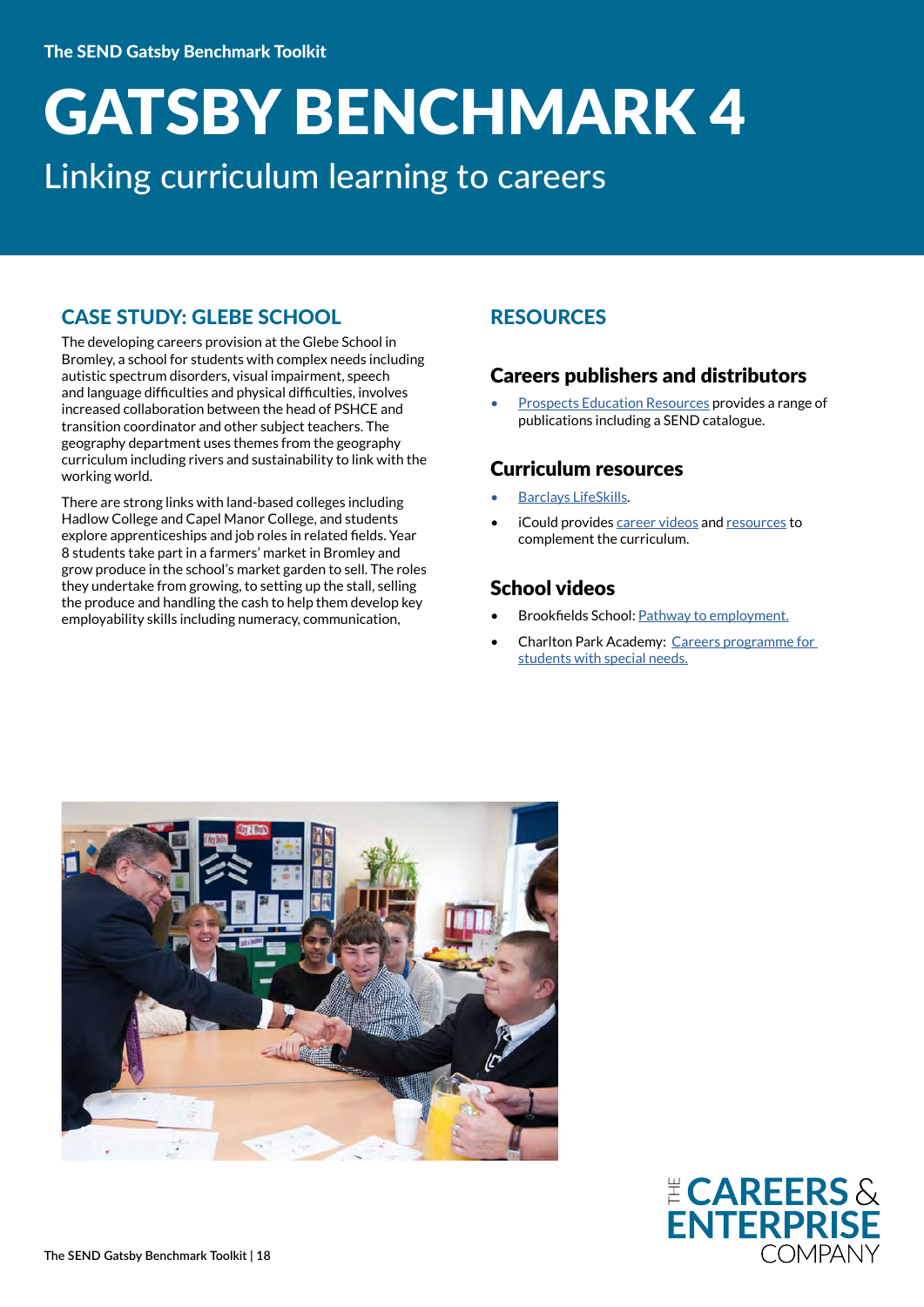# GATSBY BENCHMARK 4

## Linking curriculum learning to careers

### CASE STUDY: GLEBE SCHOOL

The developing careers provision at the Glebe School in Bromley, a school for students with complex needs including autistic spectrum disorders, visual impairment, speech and language difficulties and physical difficulties, involves increased collaboration between the head of PSHCE and transition coordinator and other subject teachers. The geography department uses themes from the geography curriculum including rivers and sustainability to link with the working world.

There are strong links with land-based colleges including Hadlow College and Capel Manor College, and students explore apprenticeships and job roles in related fields. Year 8 students take part in a farmers' market in Bromley and grow produce in the school's market garden to sell. The roles they undertake from growing, to setting up the stall, selling the produce and handling the cash to help them develop key employability skills including numeracy, communication,

### RESOURCES

#### Careers publishers and distributors

- Prospects Education Resources provides a range of publications including a SEND catalogue.

#### Curriculum resources

- Barclays LifeSkills.
- iCould provides career videos and resources to complement the curriculum.

#### School videos

- Brookfields School: Pathway to employment.
- Charlton Park Academy: Careers programme for students with special needs.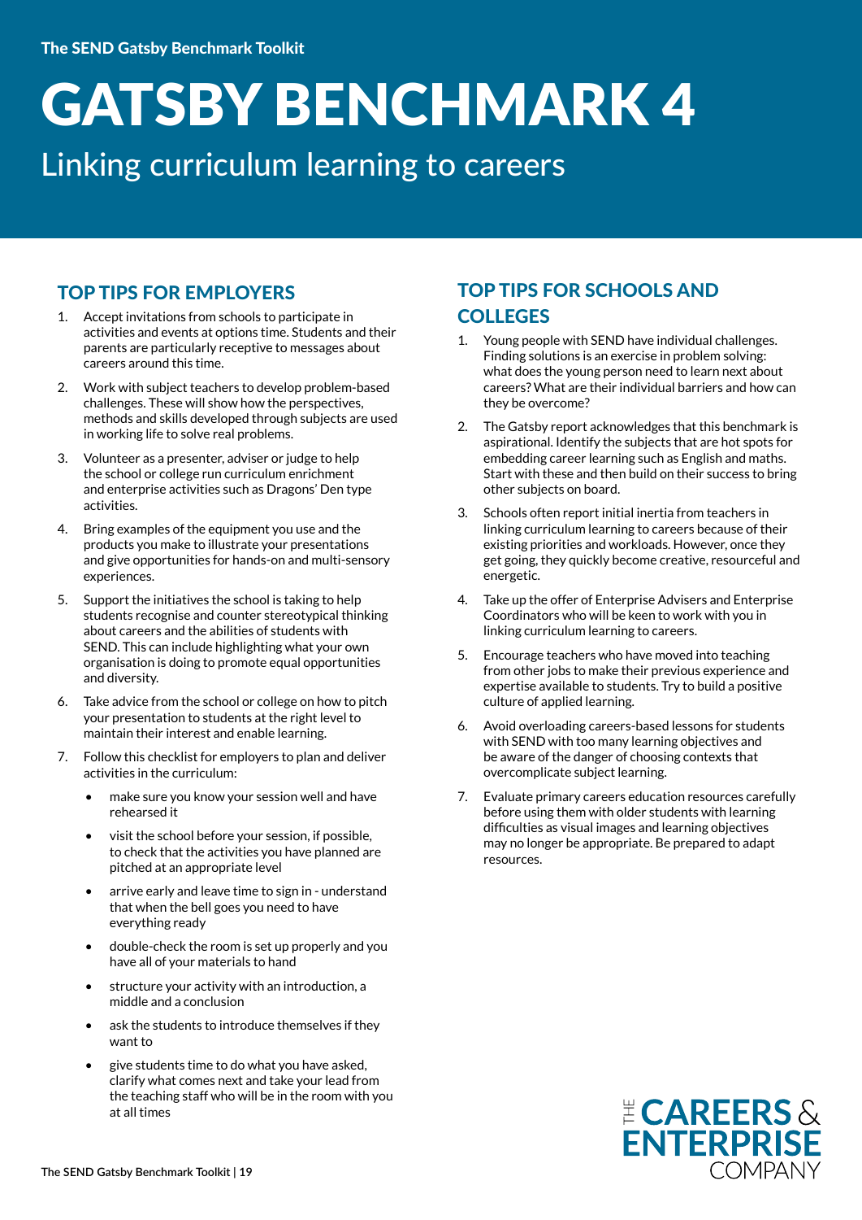The SEND Gatsby Benchmark Toolkit

# GATSBY BENCHMARK 4

## Linking curriculum learning to careers

### TOP TIPS FOR EMPLOYERS

1. Accept invitations from schools to participate in activities and events at options time. Students and their parents are particularly receptive to messages about careers around this time.
2. Work with subject teachers to develop problem-based challenges. These will show how the perspectives, methods and skills developed through subjects are used in working life to solve real problems.
3. Volunteer as a presenter, adviser or judge to help the school or college run curriculum enrichment and enterprise activities such as Dragons' Den type activities.
4. Bring examples of the equipment you use and the products you make to illustrate your presentations and give opportunities for hands-on and multi-sensory experiences.
5. Support the initiatives the school is taking to help students recognise and counter stereotypical thinking about careers and the abilities of students with SEND. This can include highlighting what your own organisation is doing to promote equal opportunities and diversity.
6. Take advice from the school or college on how to pitch your presentation to students at the right level to maintain their interest and enable learning.
7. Follow this checklist for employers to plan and deliver activities in the curriculum:
   - make sure you know your session well and have rehearsed it
   - visit the school before your session, if possible, to check that the activities you have planned are pitched at an appropriate level
   - arrive early and leave time to sign in - understand that when the bell goes you need to have everything ready
   - double-check the room is set up properly and you have all of your materials to hand
   - structure your activity with an introduction, a middle and a conclusion
   - ask the students to introduce themselves if they want to
   - give students time to do what you have asked, clarify what comes next and take your lead from the teaching staff who will be in the room with you at all times

### TOP TIPS FOR SCHOOLS AND COLLEGES

1. Young people with SEND have individual challenges. Finding solutions is an exercise in problem solving: what does the young person need to learn next about careers? What are their individual barriers and how can they be overcome?
2. The Gatsby report acknowledges that this benchmark is aspirational. Identify the subjects that are hot spots for embedding career learning such as English and maths. Start with these and then build on their success to bring other subjects on board.
3. Schools often report initial inertia from teachers in linking curriculum learning to careers because of their existing priorities and workloads. However, once they get going, they quickly become creative, resourceful and energetic.
4. Take up the offer of Enterprise Advisers and Enterprise Coordinators who will be keen to work with you in linking curriculum learning to careers.
5. Encourage teachers who have moved into teaching from other jobs to make their previous experience and expertise available to students. Try to build a positive culture of applied learning.
6. Avoid overloading careers-based lessons for students with SEND with too many learning objectives and be aware of the danger of choosing contexts that overcomplicate subject learning.
7. Evaluate primary careers education resources carefully before using them with older students with learning difficulties as visual images and learning objectives may no longer be appropriate. Be prepared to adapt resources.

THE CAREERS & ENTERPRISE COMPANY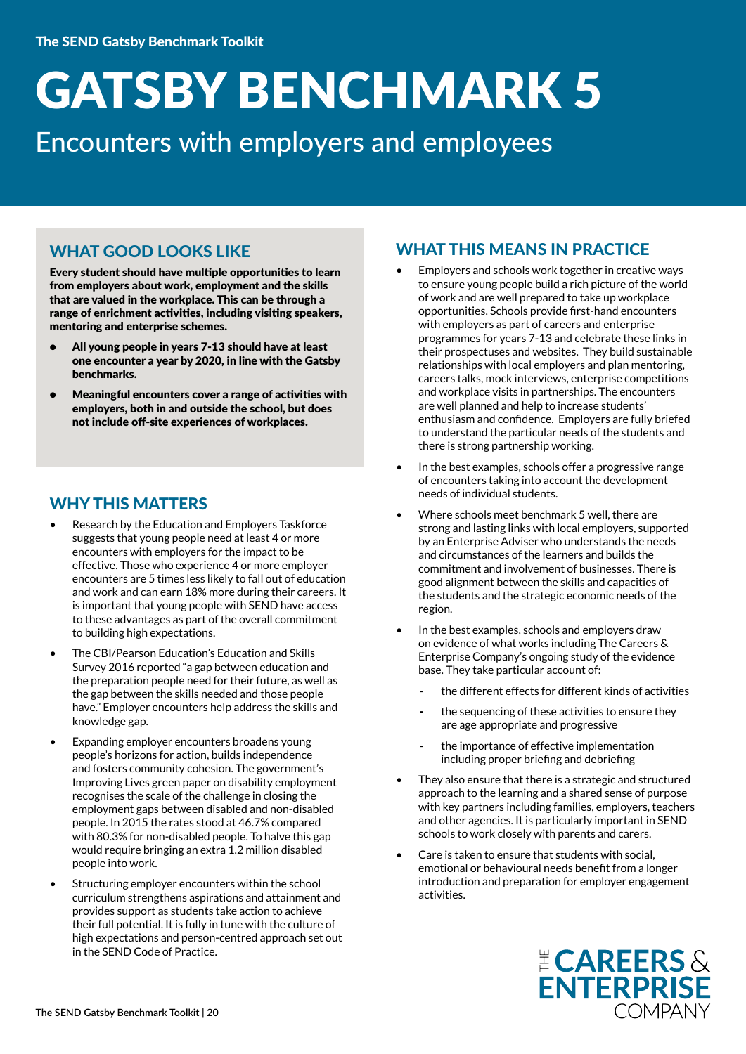# GATSBY BENCHMARK 5

Encounters with employers and employees

## WHAT GOOD LOOKS LIKE

**Every student should have multiple opportunities to learn from employers about work, employment and the skills that are valued in the workplace. This can be through a range of enrichment activities, including visiting speakers, mentoring and enterprise schemes.**

- **All young people in years 7-13 should have at least one encounter a year by 2020, in line with the Gatsby benchmarks.**
- **Meaningful encounters cover a range of activities with employers, both in and outside the school, but does not include off-site experiences of workplaces.**

## WHY THIS MATTERS

- Research by the Education and Employers Taskforce suggests that young people need at least 4 or more encounters with employers for the impact to be effective. Those who experience 4 or more employer encounters are 5 times less likely to fall out of education and work and can earn 18% more during their careers. It is important that young people with SEND have access to these advantages as part of the overall commitment to building high expectations.
- The CBI/Pearson Education's Education and Skills Survey 2016 reported "a gap between education and the preparation people need for their future, as well as the gap between the skills needed and those people have." Employer encounters help address the skills and knowledge gap.
- Expanding employer encounters broadens young people's horizons for action, builds independence and fosters community cohesion. The government's Improving Lives green paper on disability employment recognises the scale of the challenge in closing the employment gaps between disabled and non-disabled people. In 2015 the rates stood at 46.7% compared with 80.3% for non-disabled people. To halve this gap would require bringing an extra 1.2 million disabled people into work.
- Structuring employer encounters within the school curriculum strengthens aspirations and attainment and provides support as students take action to achieve their full potential. It is fully in tune with the culture of high expectations and person-centred approach set out in the SEND Code of Practice.

## WHAT THIS MEANS IN PRACTICE

- Employers and schools work together in creative ways to ensure young people build a rich picture of the world of work and are well prepared to take up workplace opportunities. Schools provide first-hand encounters with employers as part of careers and enterprise programmes for years 7-13 and celebrate these links in their prospectuses and websites. They build sustainable relationships with local employers and plan mentoring, careers talks, mock interviews, enterprise competitions and workplace visits in partnerships. The encounters are well planned and help to increase students' enthusiasm and confidence. Employers are fully briefed to understand the particular needs of the students and there is strong partnership working.
- In the best examples, schools offer a progressive range of encounters taking into account the development needs of individual students.
- Where schools meet benchmark 5 well, there are strong and lasting links with local employers, supported by an Enterprise Adviser who understands the needs and circumstances of the learners and builds the commitment and involvement of businesses. There is good alignment between the skills and capacities of the students and the strategic economic needs of the region.
- In the best examples, schools and employers draw on evidence of what works including The Careers & Enterprise Company's ongoing study of the evidence base. They take particular account of:
  - the different effects for different kinds of activities
  - the sequencing of these activities to ensure they are age appropriate and progressive
  - the importance of effective implementation including proper briefing and debriefing
- They also ensure that there is a strategic and structured approach to the learning and a shared sense of purpose with key partners including families, employers, teachers and other agencies. It is particularly important in SEND schools to work closely with parents and carers.
- Care is taken to ensure that students with social, emotional or behavioural needs benefit from a longer introduction and preparation for employer engagement activities.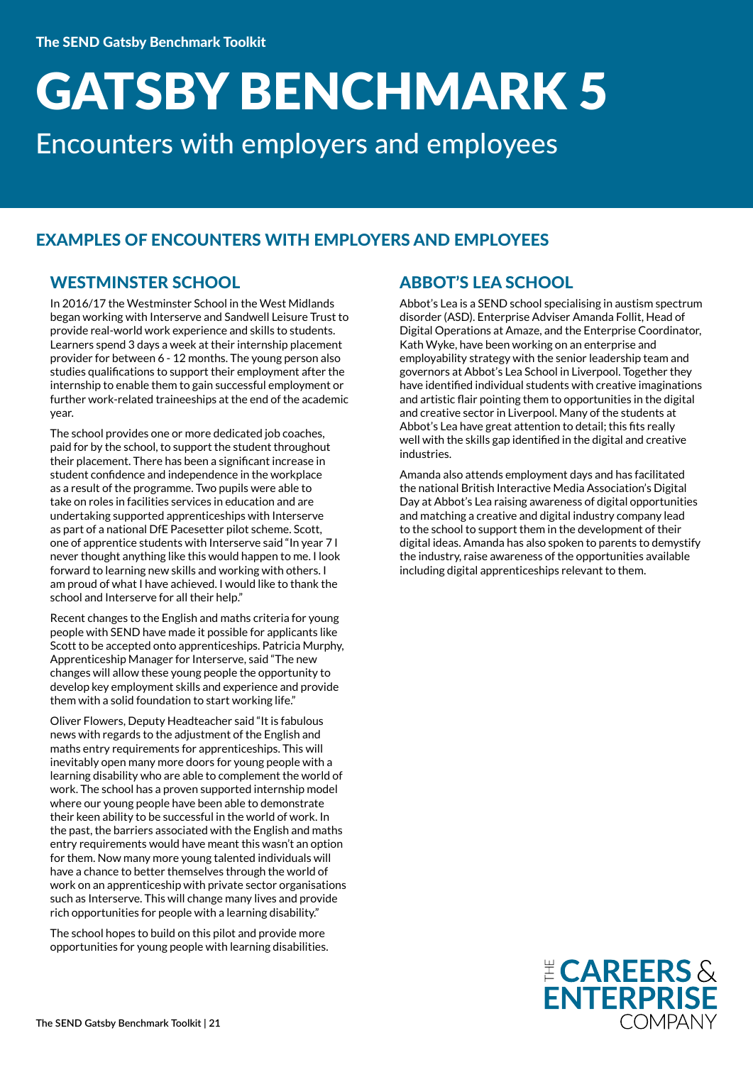# GATSBY BENCHMARK 5

Encounters with employers and employees

## EXAMPLES OF ENCOUNTERS WITH EMPLOYERS AND EMPLOYEES

### WESTMINSTER SCHOOL

In 2016/17 the Westminster School in the West Midlands began working with Interserve and Sandwell Leisure Trust to provide real-world work experience and skills to students. Learners spend 3 days a week at their internship placement provider for between 6 - 12 months. The young person also studies qualifications to support their employment after the internship to enable them to gain successful employment or further work-related traineeships at the end of the academic year.

The school provides one or more dedicated job coaches, paid for by the school, to support the student throughout their placement. There has been a significant increase in student confidence and independence in the workplace as a result of the programme. Two pupils were able to take on roles in facilities services in education and are undertaking supported apprenticeships with Interserve as part of a national DfE Pacesetter pilot scheme. Scott, one of apprentice students with Interserve said "In year 7 I never thought anything like this would happen to me. I look forward to learning new skills and working with others. I am proud of what I have achieved. I would like to thank the school and Interserve for all their help."

Recent changes to the English and maths criteria for young people with SEND have made it possible for applicants like Scott to be accepted onto apprenticeships. Patricia Murphy, Apprenticeship Manager for Interserve, said "The new changes will allow these young people the opportunity to develop key employment skills and experience and provide them with a solid foundation to start working life."

Oliver Flowers, Deputy Headteacher said "It is fabulous news with regards to the adjustment of the English and maths entry requirements for apprenticeships. This will inevitably open many more doors for young people with a learning disability who are able to complement the world of work. The school has a proven supported internship model where our young people have been able to demonstrate their keen ability to be successful in the world of work. In the past, the barriers associated with the English and maths entry requirements would have meant this wasn't an option for them. Now many more young talented individuals will have a chance to better themselves through the world of work on an apprenticeship with private sector organisations such as Interserve. This will change many lives and provide rich opportunities for people with a learning disability."

The school hopes to build on this pilot and provide more opportunities for young people with learning disabilities.

### ABBOT'S LEA SCHOOL

Abbot's Lea is a SEND school specialising in austism spectrum disorder (ASD). Enterprise Adviser Amanda Follit, Head of Digital Operations at Amaze, and the Enterprise Coordinator, Kath Wyke, have been working on an enterprise and employability strategy with the senior leadership team and governors at Abbot's Lea School in Liverpool. Together they have identified individual students with creative imaginations and artistic flair pointing them to opportunities in the digital and creative sector in Liverpool. Many of the students at Abbot's Lea have great attention to detail; this fits really well with the skills gap identified in the digital and creative industries.

Amanda also attends employment days and has facilitated the national British Interactive Media Association's Digital Day at Abbot's Lea raising awareness of digital opportunities and matching a creative and digital industry company lead to the school to support them in the development of their digital ideas. Amanda has also spoken to parents to demystify the industry, raise awareness of the opportunities available including digital apprenticeships relevant to them.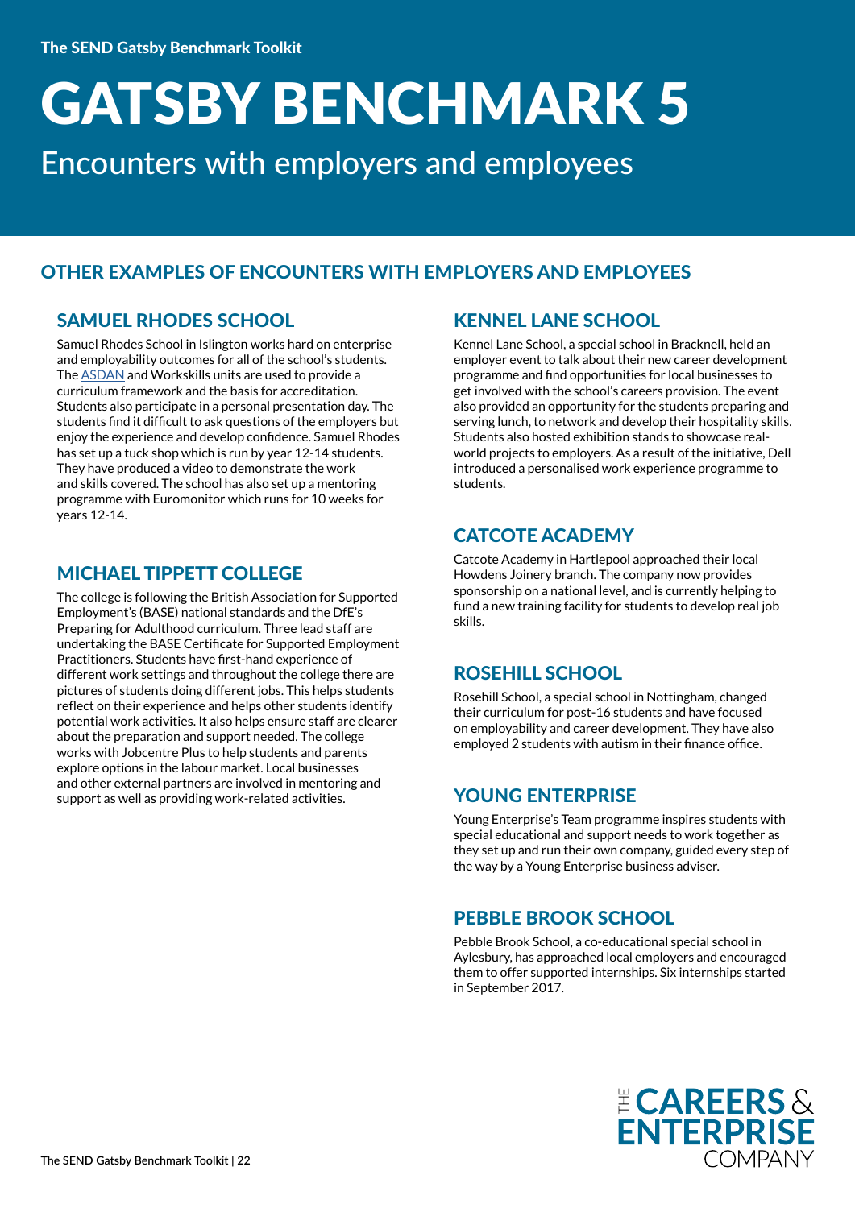# GATSBY BENCHMARK 5

Encounters with employers and employees

## OTHER EXAMPLES OF ENCOUNTERS WITH EMPLOYERS AND EMPLOYEES

### SAMUEL RHODES SCHOOL

Samuel Rhodes School in Islington works hard on enterprise and employability outcomes for all of the school's students. The ASDAN and Workskills units are used to provide a curriculum framework and the basis for accreditation. Students also participate in a personal presentation day. The students find it difficult to ask questions of the employers but enjoy the experience and develop confidence. Samuel Rhodes has set up a tuck shop which is run by year 12-14 students. They have produced a video to demonstrate the work and skills covered. The school has also set up a mentoring programme with Euromonitor which runs for 10 weeks for years 12-14.

### MICHAEL TIPPETT COLLEGE

The college is following the British Association for Supported Employment's (BASE) national standards and the DfE's Preparing for Adulthood curriculum. Three lead staff are undertaking the BASE Certificate for Supported Employment Practitioners. Students have first-hand experience of different work settings and throughout the college there are pictures of students doing different jobs. This helps students reflect on their experience and helps other students identify potential work activities. It also helps ensure staff are clearer about the preparation and support needed. The college works with Jobcentre Plus to help students and parents explore options in the labour market. Local businesses and other external partners are involved in mentoring and support as well as providing work-related activities.

### KENNEL LANE SCHOOL

Kennel Lane School, a special school in Bracknell, held an employer event to talk about their new career development programme and find opportunities for local businesses to get involved with the school's careers provision. The event also provided an opportunity for the students preparing and serving lunch, to network and develop their hospitality skills. Students also hosted exhibition stands to showcase real-world projects to employers. As a result of the initiative, Dell introduced a personalised work experience programme to students.

### CATCOTE ACADEMY

Catcote Academy in Hartlepool approached their local Howdens Joinery branch. The company now provides sponsorship on a national level, and is currently helping to fund a new training facility for students to develop real job skills.

### ROSEHILL SCHOOL

Rosehill School, a special school in Nottingham, changed their curriculum for post-16 students and have focused on employability and career development. They have also employed 2 students with autism in their finance office.

### YOUNG ENTERPRISE

Young Enterprise's Team programme inspires students with special educational and support needs to work together as they set up and run their own company, guided every step of the way by a Young Enterprise business adviser.

### PEBBLE BROOK SCHOOL

Pebble Brook School, a co-educational special school in Aylesbury, has approached local employers and encouraged them to offer supported internships. Six internships started in September 2017.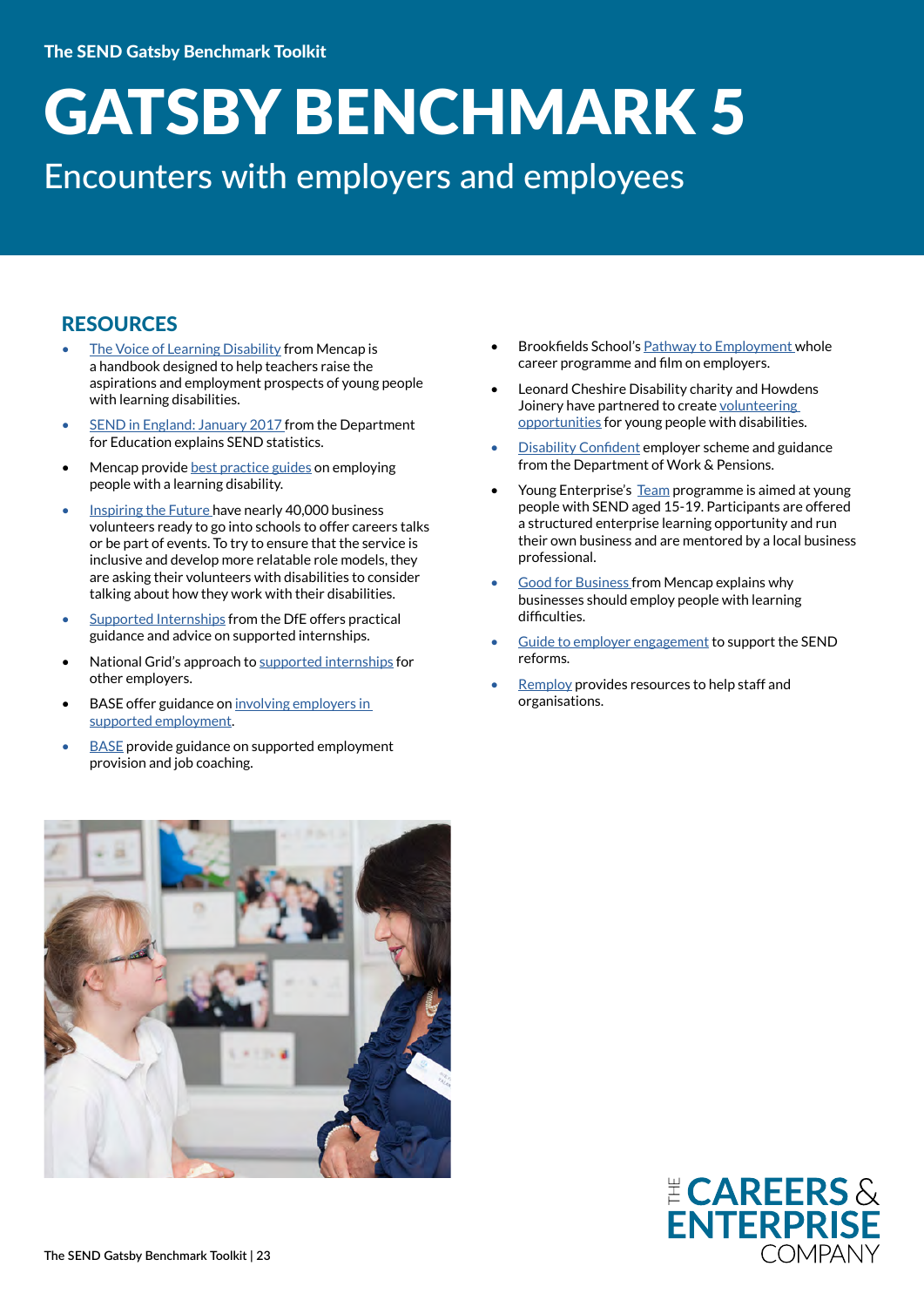# GATSBY BENCHMARK 5

Encounters with employers and employees

## RESOURCES

- The Voice of Learning Disability from Mencap is a handbook designed to help teachers raise the aspirations and employment prospects of young people with learning disabilities.
- SEND in England: January 2017 from the Department for Education explains SEND statistics.
- Mencap provide best practice guides on employing people with a learning disability.
- Inspiring the Future have nearly 40,000 business volunteers ready to go into schools to offer careers talks or be part of events. To try to ensure that the service is inclusive and develop more relatable role models, they are asking their volunteers with disabilities to consider talking about how they work with their disabilities.
- Supported Internships from the DfE offers practical guidance and advice on supported internships.
- National Grid's approach to supported internships for other employers.
- BASE offer guidance on involving employers in supported employment.
- BASE provide guidance on supported employment provision and job coaching.
- Brookfields School's Pathway to Employment whole career programme and film on employers.
- Leonard Cheshire Disability charity and Howdens Joinery have partnered to create volunteering opportunities for young people with disabilities.
- Disability Confident employer scheme and guidance from the Department of Work & Pensions.
- Young Enterprise's Team programme is aimed at young people with SEND aged 15-19. Participants are offered a structured enterprise learning opportunity and run their own business and are mentored by a local business professional.
- Good for Business from Mencap explains why businesses should employ people with learning difficulties.
- Guide to employer engagement to support the SEND reforms.
- Remploy provides resources to help staff and organisations.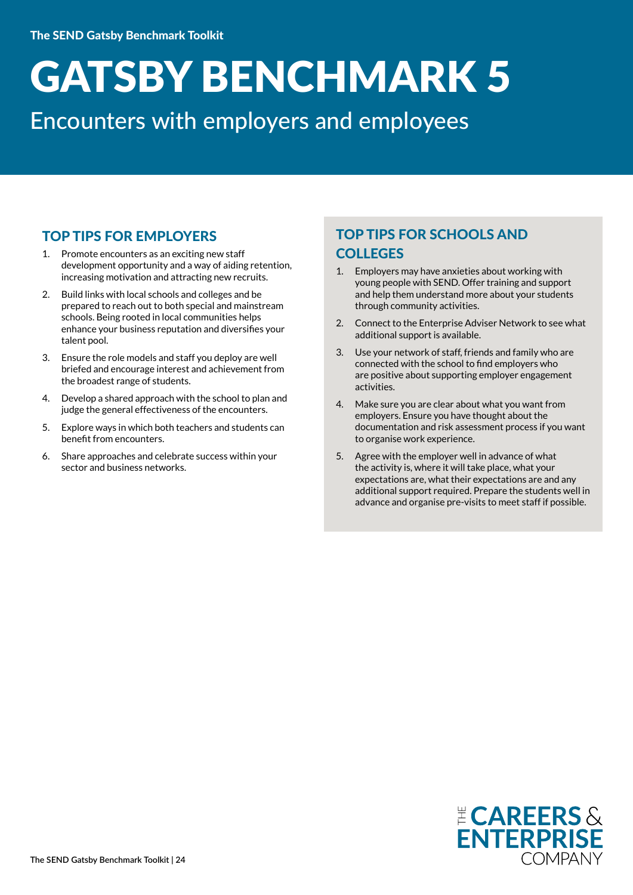# GATSBY BENCHMARK 5

## Encounters with employers and employees

### TOP TIPS FOR EMPLOYERS

1. Promote encounters as an exciting new staff development opportunity and a way of aiding retention, increasing motivation and attracting new recruits.
2. Build links with local schools and colleges and be prepared to reach out to both special and mainstream schools. Being rooted in local communities helps enhance your business reputation and diversifies your talent pool.
3. Ensure the role models and staff you deploy are well briefed and encourage interest and achievement from the broadest range of students.
4. Develop a shared approach with the school to plan and judge the general effectiveness of the encounters.
5. Explore ways in which both teachers and students can benefit from encounters.
6. Share approaches and celebrate success within your sector and business networks.

### TOP TIPS FOR SCHOOLS AND COLLEGES

1. Employers may have anxieties about working with young people with SEND. Offer training and support and help them understand more about your students through community activities.
2. Connect to the Enterprise Adviser Network to see what additional support is available.
3. Use your network of staff, friends and family who are connected with the school to find employers who are positive about supporting employer engagement activities.
4. Make sure you are clear about what you want from employers. Ensure you have thought about the documentation and risk assessment process if you want to organise work experience.
5. Agree with the employer well in advance of what the activity is, where it will take place, what your expectations are, what their expectations are and any additional support required. Prepare the students well in advance and organise pre-visits to meet staff if possible.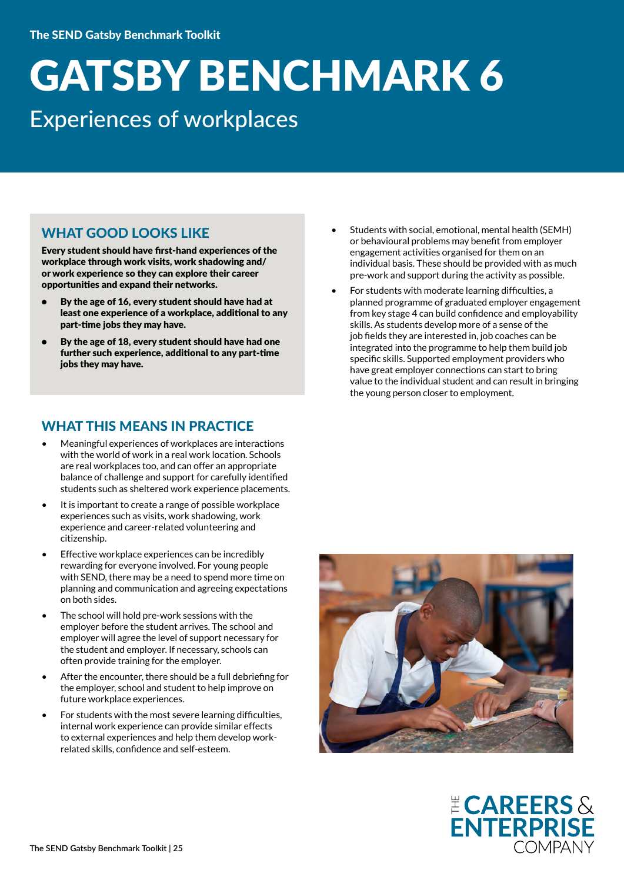The SEND Gatsby Benchmark Toolkit

# GATSBY BENCHMARK 6

## Experiences of workplaces

### WHAT GOOD LOOKS LIKE

**Every student should have first-hand experiences of the workplace through work visits, work shadowing and/or work experience so they can explore their career opportunities and expand their networks.**

- **By the age of 16, every student should have had at least one experience of a workplace, additional to any part-time jobs they may have.**
- **By the age of 18, every student should have had one further such experience, additional to any part-time jobs they may have.**

### WHAT THIS MEANS IN PRACTICE

- Meaningful experiences of workplaces are interactions with the world of work in a real work location. Schools are real workplaces too, and can offer an appropriate balance of challenge and support for carefully identified students such as sheltered work experience placements.
- It is important to create a range of possible workplace experiences such as visits, work shadowing, work experience and career-related volunteering and citizenship.
- Effective workplace experiences can be incredibly rewarding for everyone involved. For young people with SEND, there may be a need to spend more time on planning and communication and agreeing expectations on both sides.
- The school will hold pre-work sessions with the employer before the student arrives. The school and employer will agree the level of support necessary for the student and employer. If necessary, schools can often provide training for the employer.
- After the encounter, there should be a full debriefing for the employer, school and student to help improve on future workplace experiences.
- For students with the most severe learning difficulties, internal work experience can provide similar effects to external experiences and help them develop work-related skills, confidence and self-esteem.
- Students with social, emotional, mental health (SEMH) or behavioural problems may benefit from employer engagement activities organised for them on an individual basis. These should be provided with as much pre-work and support during the activity as possible.
- For students with moderate learning difficulties, a planned programme of graduated employer engagement from key stage 4 can build confidence and employability skills. As students develop more of a sense of the job fields they are interested in, job coaches can be integrated into the programme to help them build job specific skills. Supported employment providers who have great employer connections can start to bring value to the individual student and can result in bringing the young person closer to employment.

THE CAREERS & ENTERPRISE COMPANY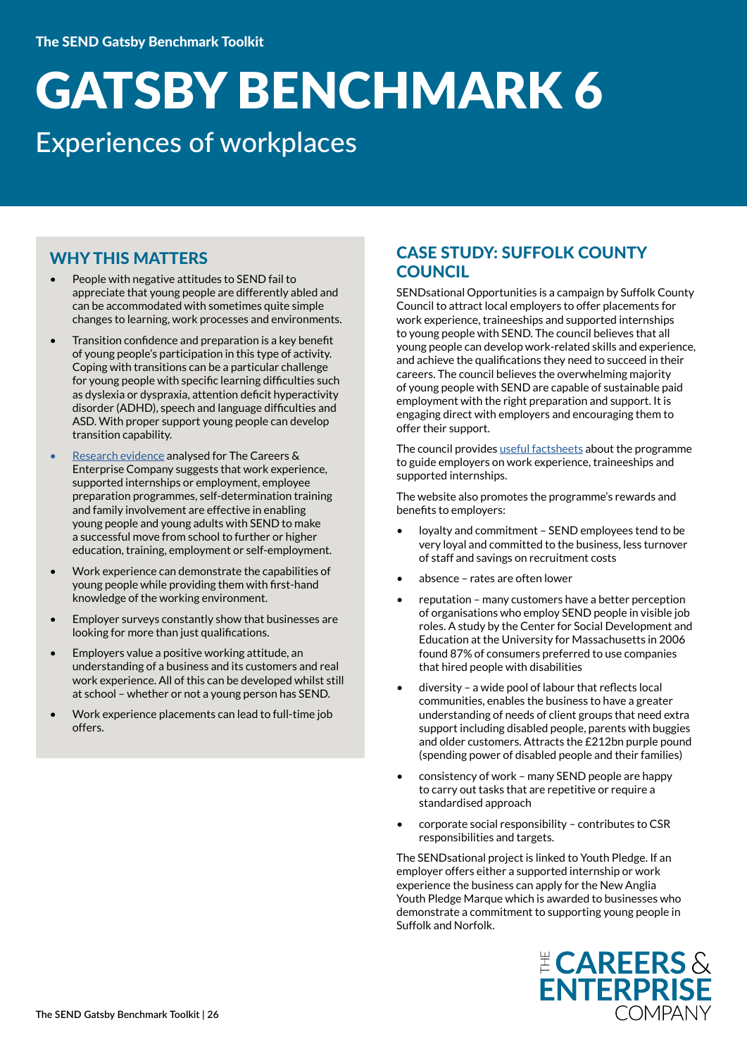# GATSBY BENCHMARK 6

## Experiences of workplaces

### WHY THIS MATTERS

- People with negative attitudes to SEND fail to appreciate that young people are differently abled and can be accommodated with sometimes quite simple changes to learning, work processes and environments.
- Transition confidence and preparation is a key benefit of young people's participation in this type of activity. Coping with transitions can be a particular challenge for young people with specific learning difficulties such as dyslexia or dyspraxia, attention deficit hyperactivity disorder (ADHD), speech and language difficulties and ASD. With proper support young people can develop transition capability.
- Research evidence analysed for The Careers & Enterprise Company suggests that work experience, supported internships or employment, employee preparation programmes, self-determination training and family involvement are effective in enabling young people and young adults with SEND to make a successful move from school to further or higher education, training, employment or self-employment.
- Work experience can demonstrate the capabilities of young people while providing them with first-hand knowledge of the working environment.
- Employer surveys constantly show that businesses are looking for more than just qualifications.
- Employers value a positive working attitude, an understanding of a business and its customers and real work experience. All of this can be developed whilst still at school – whether or not a young person has SEND.
- Work experience placements can lead to full-time job offers.

### CASE STUDY: SUFFOLK COUNTY COUNCIL

SENDsational Opportunities is a campaign by Suffolk County Council to attract local employers to offer placements for work experience, traineeships and supported internships to young people with SEND. The council believes that all young people can develop work-related skills and experience, and achieve the qualifications they need to succeed in their careers. The council believes the overwhelming majority of young people with SEND are capable of sustainable paid employment with the right preparation and support. It is engaging direct with employers and encouraging them to offer their support.

The council provides useful factsheets about the programme to guide employers on work experience, traineeships and supported internships.

The website also promotes the programme's rewards and benefits to employers:

- loyalty and commitment – SEND employees tend to be very loyal and committed to the business, less turnover of staff and savings on recruitment costs
- absence – rates are often lower
- reputation – many customers have a better perception of organisations who employ SEND people in visible job roles. A study by the Center for Social Development and Education at the University for Massachusetts in 2006 found 87% of consumers preferred to use companies that hired people with disabilities
- diversity – a wide pool of labour that reflects local communities, enables the business to have a greater understanding of needs of client groups that need extra support including disabled people, parents with buggies and older customers. Attracts the £212bn purple pound (spending power of disabled people and their families)
- consistency of work – many SEND people are happy to carry out tasks that are repetitive or require a standardised approach
- corporate social responsibility – contributes to CSR responsibilities and targets.

The SENDsational project is linked to Youth Pledge. If an employer offers either a supported internship or work experience the business can apply for the New Anglia Youth Pledge Marque which is awarded to businesses who demonstrate a commitment to supporting young people in Suffolk and Norfolk.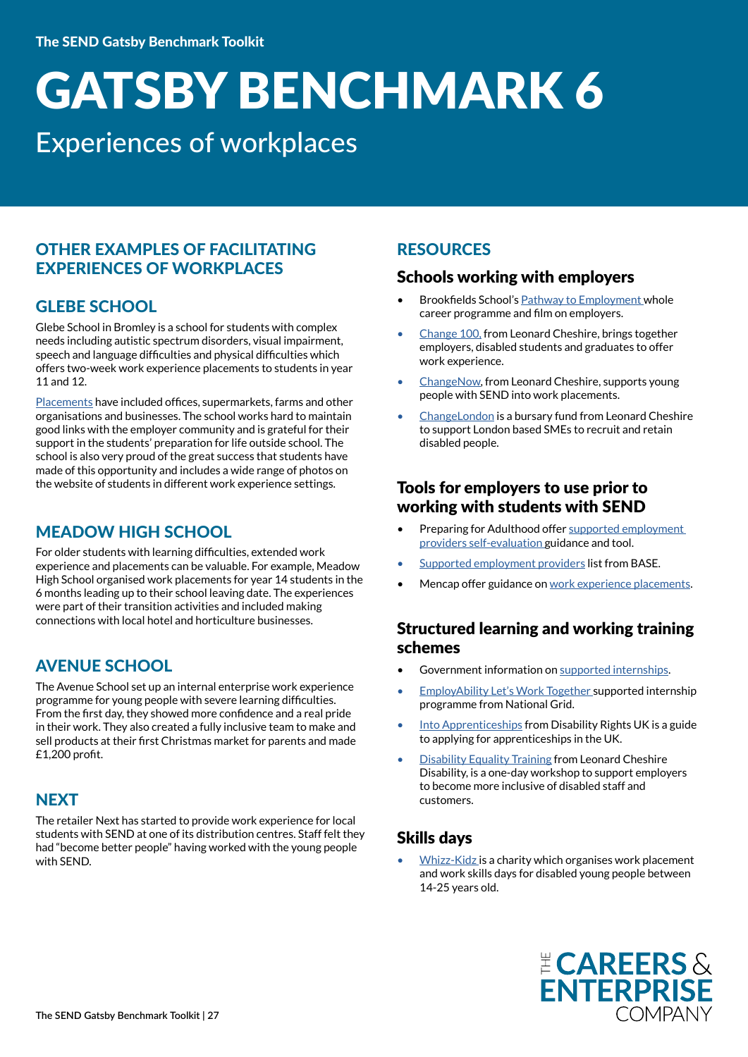# GATSBY BENCHMARK 6

Experiences of workplaces

## OTHER EXAMPLES OF FACILITATING EXPERIENCES OF WORKPLACES

### GLEBE SCHOOL

Glebe School in Bromley is a school for students with complex needs including autistic spectrum disorders, visual impairment, speech and language difficulties and physical difficulties which offers two-week work experience placements to students in year 11 and 12.

Placements have included offices, supermarkets, farms and other organisations and businesses. The school works hard to maintain good links with the employer community and is grateful for their support in the students' preparation for life outside school. The school is also very proud of the great success that students have made of this opportunity and includes a wide range of photos on the website of students in different work experience settings.

### MEADOW HIGH SCHOOL

For older students with learning difficulties, extended work experience and placements can be valuable. For example, Meadow High School organised work placements for year 14 students in the 6 months leading up to their school leaving date. The experiences were part of their transition activities and included making connections with local hotel and horticulture businesses.

### AVENUE SCHOOL

The Avenue School set up an internal enterprise work experience programme for young people with severe learning difficulties. From the first day, they showed more confidence and a real pride in their work. They also created a fully inclusive team to make and sell products at their first Christmas market for parents and made £1,200 profit.

### NEXT

The retailer Next has started to provide work experience for local students with SEND at one of its distribution centres. Staff felt they had "become better people" having worked with the young people with SEND.

## RESOURCES

### Schools working with employers

- Brookfields School's Pathway to Employment whole career programme and film on employers.
- Change 100, from Leonard Cheshire, brings together employers, disabled students and graduates to offer work experience.
- ChangeNow, from Leonard Cheshire, supports young people with SEND into work placements.
- ChangeLondon is a bursary fund from Leonard Cheshire to support London based SMEs to recruit and retain disabled people.

### Tools for employers to use prior to working with students with SEND

- Preparing for Adulthood offer supported employment providers self-evaluation guidance and tool.
- Supported employment providers list from BASE.
- Mencap offer guidance on work experience placements.

### Structured learning and working training schemes

- Government information on supported internships.
- EmployAbility Let's Work Together supported internship programme from National Grid.
- Into Apprenticeships from Disability Rights UK is a guide to applying for apprenticeships in the UK.
- Disability Equality Training from Leonard Cheshire Disability, is a one-day workshop to support employers to become more inclusive of disabled staff and customers.

### Skills days

- Whizz-Kidz is a charity which organises work placement and work skills days for disabled young people between 14-25 years old.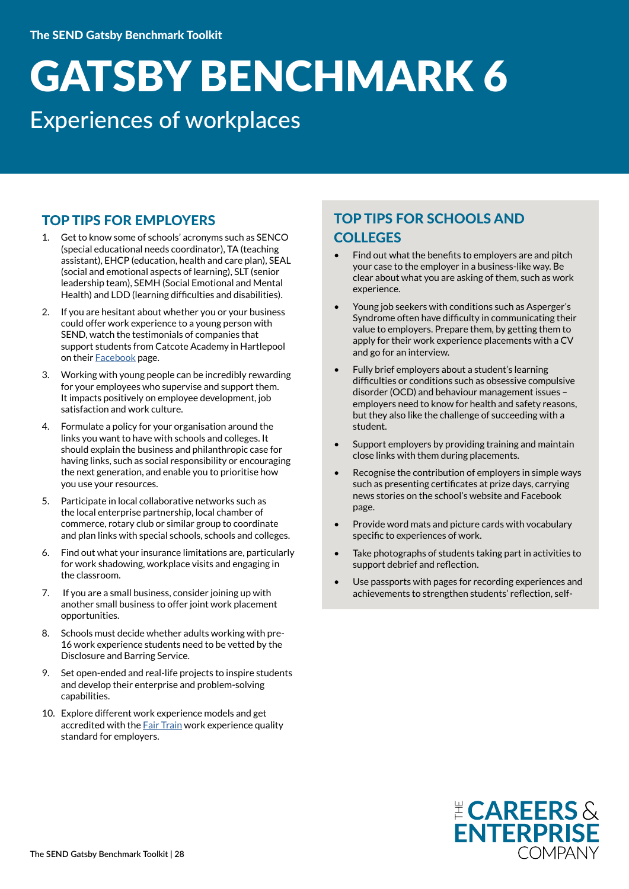# GATSBY BENCHMARK 6

## Experiences of workplaces

### TOP TIPS FOR EMPLOYERS

1. Get to know some of schools' acronyms such as SENCO (special educational needs coordinator), TA (teaching assistant), EHCP (education, health and care plan), SEAL (social and emotional aspects of learning), SLT (senior leadership team), SEMH (Social Emotional and Mental Health) and LDD (learning difficulties and disabilities).
2. If you are hesitant about whether you or your business could offer work experience to a young person with SEND, watch the testimonials of companies that support students from Catcote Academy in Hartlepool on their Facebook page.
3. Working with young people can be incredibly rewarding for your employees who supervise and support them. It impacts positively on employee development, job satisfaction and work culture.
4. Formulate a policy for your organisation around the links you want to have with schools and colleges. It should explain the business and philanthropic case for having links, such as social responsibility or encouraging the next generation, and enable you to prioritise how you use your resources.
5. Participate in local collaborative networks such as the local enterprise partnership, local chamber of commerce, rotary club or similar group to coordinate and plan links with special schools, schools and colleges.
6. Find out what your insurance limitations are, particularly for work shadowing, workplace visits and engaging in the classroom.
7. If you are a small business, consider joining up with another small business to offer joint work placement opportunities.
8. Schools must decide whether adults working with pre-16 work experience students need to be vetted by the Disclosure and Barring Service.
9. Set open-ended and real-life projects to inspire students and develop their enterprise and problem-solving capabilities.
10. Explore different work experience models and get accredited with the Fair Train work experience quality standard for employers.

### TOP TIPS FOR SCHOOLS AND COLLEGES

- Find out what the benefits to employers are and pitch your case to the employer in a business-like way. Be clear about what you are asking of them, such as work experience.
- Young job seekers with conditions such as Asperger's Syndrome often have difficulty in communicating their value to employers. Prepare them, by getting them to apply for their work experience placements with a CV and go for an interview.
- Fully brief employers about a student's learning difficulties or conditions such as obsessive compulsive disorder (OCD) and behaviour management issues – employers need to know for health and safety reasons, but they also like the challenge of succeeding with a student.
- Support employers by providing training and maintain close links with them during placements.
- Recognise the contribution of employers in simple ways such as presenting certificates at prize days, carrying news stories on the school's website and Facebook page.
- Provide word mats and picture cards with vocabulary specific to experiences of work.
- Take photographs of students taking part in activities to support debrief and reflection.
- Use passports with pages for recording experiences and achievements to strengthen students' reflection, self-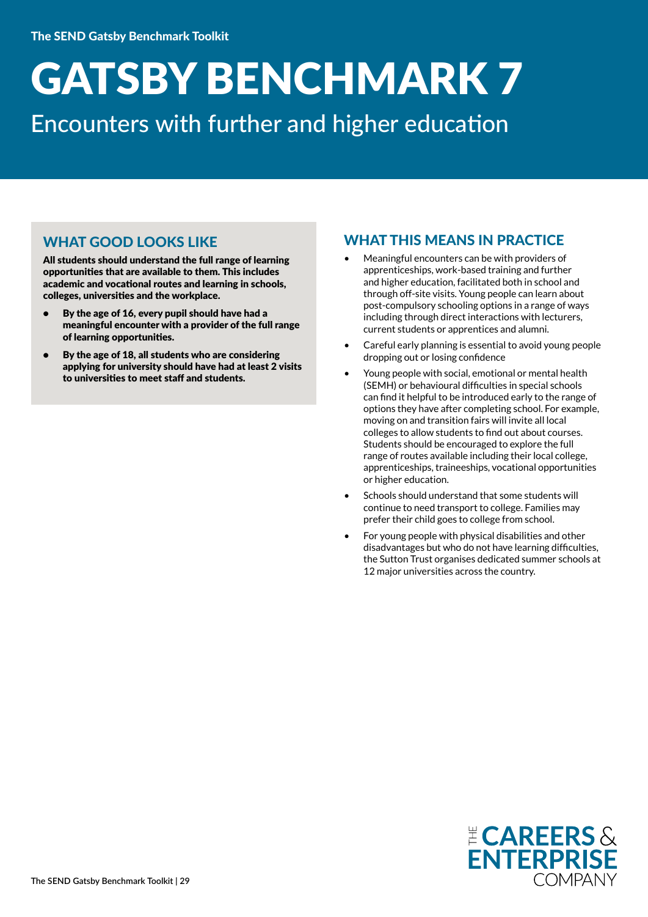# GATSBY BENCHMARK 7

## Encounters with further and higher education

### WHAT GOOD LOOKS LIKE

**All students should understand the full range of learning opportunities that are available to them. This includes academic and vocational routes and learning in schools, colleges, universities and the workplace.**

- **By the age of 16, every pupil should have had a meaningful encounter with a provider of the full range of learning opportunities.**
- **By the age of 18, all students who are considering applying for university should have had at least 2 visits to universities to meet staff and students.**

### WHAT THIS MEANS IN PRACTICE

- Meaningful encounters can be with providers of apprenticeships, work-based training and further and higher education, facilitated both in school and through off-site visits. Young people can learn about post-compulsory schooling options in a range of ways including through direct interactions with lecturers, current students or apprentices and alumni.
- Careful early planning is essential to avoid young people dropping out or losing confidence
- Young people with social, emotional or mental health (SEMH) or behavioural difficulties in special schools can find it helpful to be introduced early to the range of options they have after completing school. For example, moving on and transition fairs will invite all local colleges to allow students to find out about courses. Students should be encouraged to explore the full range of routes available including their local college, apprenticeships, traineeships, vocational opportunities or higher education.
- Schools should understand that some students will continue to need transport to college. Families may prefer their child goes to college from school.
- For young people with physical disabilities and other disadvantages but who do not have learning difficulties, the Sutton Trust organises dedicated summer schools at 12 major universities across the country.

THE CAREERS & ENTERPRISE COMPANY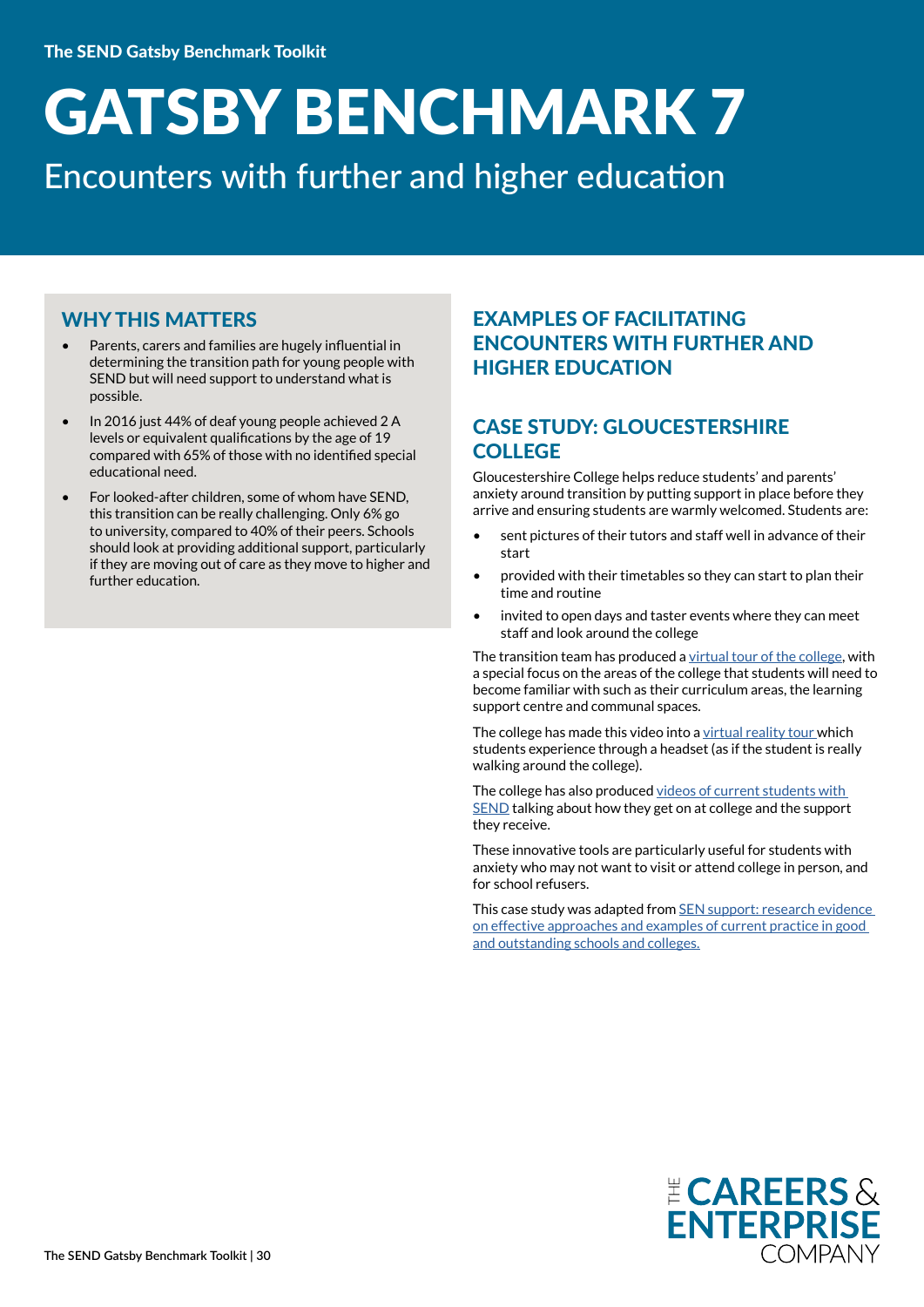# GATSBY BENCHMARK 7

## Encounters with further and higher education

### WHY THIS MATTERS

- Parents, carers and families are hugely influential in determining the transition path for young people with SEND but will need support to understand what is possible.
- In 2016 just 44% of deaf young people achieved 2 A levels or equivalent qualifications by the age of 19 compared with 65% of those with no identified special educational need.
- For looked-after children, some of whom have SEND, this transition can be really challenging. Only 6% go to university, compared to 40% of their peers. Schools should look at providing additional support, particularly if they are moving out of care as they move to higher and further education.

### EXAMPLES OF FACILITATING ENCOUNTERS WITH FURTHER AND HIGHER EDUCATION

### CASE STUDY: GLOUCESTERSHIRE COLLEGE

Gloucestershire College helps reduce students' and parents' anxiety around transition by putting support in place before they arrive and ensuring students are warmly welcomed. Students are:

- sent pictures of their tutors and staff well in advance of their start
- provided with their timetables so they can start to plan their time and routine
- invited to open days and taster events where they can meet staff and look around the college

The transition team has produced a virtual tour of the college, with a special focus on the areas of the college that students will need to become familiar with such as their curriculum areas, the learning support centre and communal spaces.

The college has made this video into a virtual reality tour which students experience through a headset (as if the student is really walking around the college).

The college has also produced videos of current students with SEND talking about how they get on at college and the support they receive.

These innovative tools are particularly useful for students with anxiety who may not want to visit or attend college in person, and for school refusers.

This case study was adapted from SEN support: research evidence on effective approaches and examples of current practice in good and outstanding schools and colleges.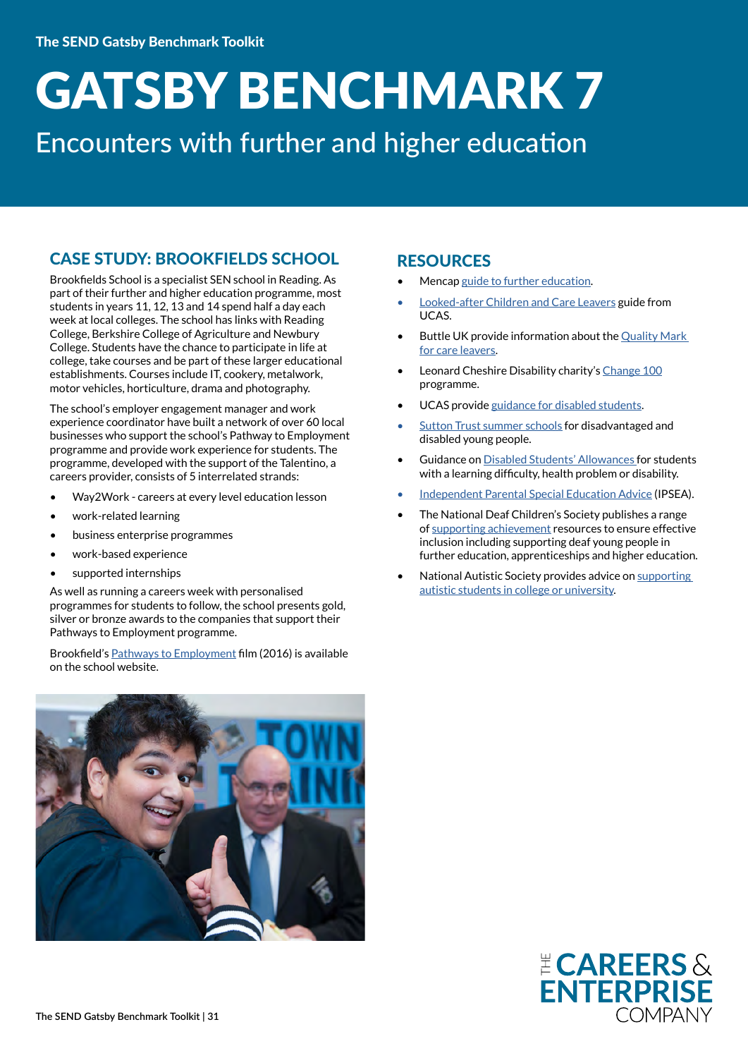# GATSBY BENCHMARK 7

Encounters with further and higher education

## CASE STUDY: BROOKFIELDS SCHOOL

Brookfields School is a specialist SEN school in Reading. As part of their further and higher education programme, most students in years 11, 12, 13 and 14 spend half a day each week at local colleges. The school has links with Reading College, Berkshire College of Agriculture and Newbury College. Students have the chance to participate in life at college, take courses and be part of these larger educational establishments. Courses include IT, cookery, metalwork, motor vehicles, horticulture, drama and photography.

The school's employer engagement manager and work experience coordinator have built a network of over 60 local businesses who support the school's Pathway to Employment programme and provide work experience for students. The programme, developed with the support of the Talentino, a careers provider, consists of 5 interrelated strands:

- Way2Work - careers at every level education lesson
- work-related learning
- business enterprise programmes
- work-based experience
- supported internships

As well as running a careers week with personalised programmes for students to follow, the school presents gold, silver or bronze awards to the companies that support their Pathways to Employment programme.

Brookfield's Pathways to Employment film (2016) is available on the school website.

## RESOURCES

- Mencap guide to further education.
- Looked-after Children and Care Leavers guide from UCAS.
- Buttle UK provide information about the Quality Mark for care leavers.
- Leonard Cheshire Disability charity's Change 100 programme.
- UCAS provide guidance for disabled students.
- Sutton Trust summer schools for disadvantaged and disabled young people.
- Guidance on Disabled Students' Allowances for students with a learning difficulty, health problem or disability.
- Independent Parental Special Education Advice (IPSEA).
- The National Deaf Children's Society publishes a range of supporting achievement resources to ensure effective inclusion including supporting deaf young people in further education, apprenticeships and higher education.
- National Autistic Society provides advice on supporting autistic students in college or university.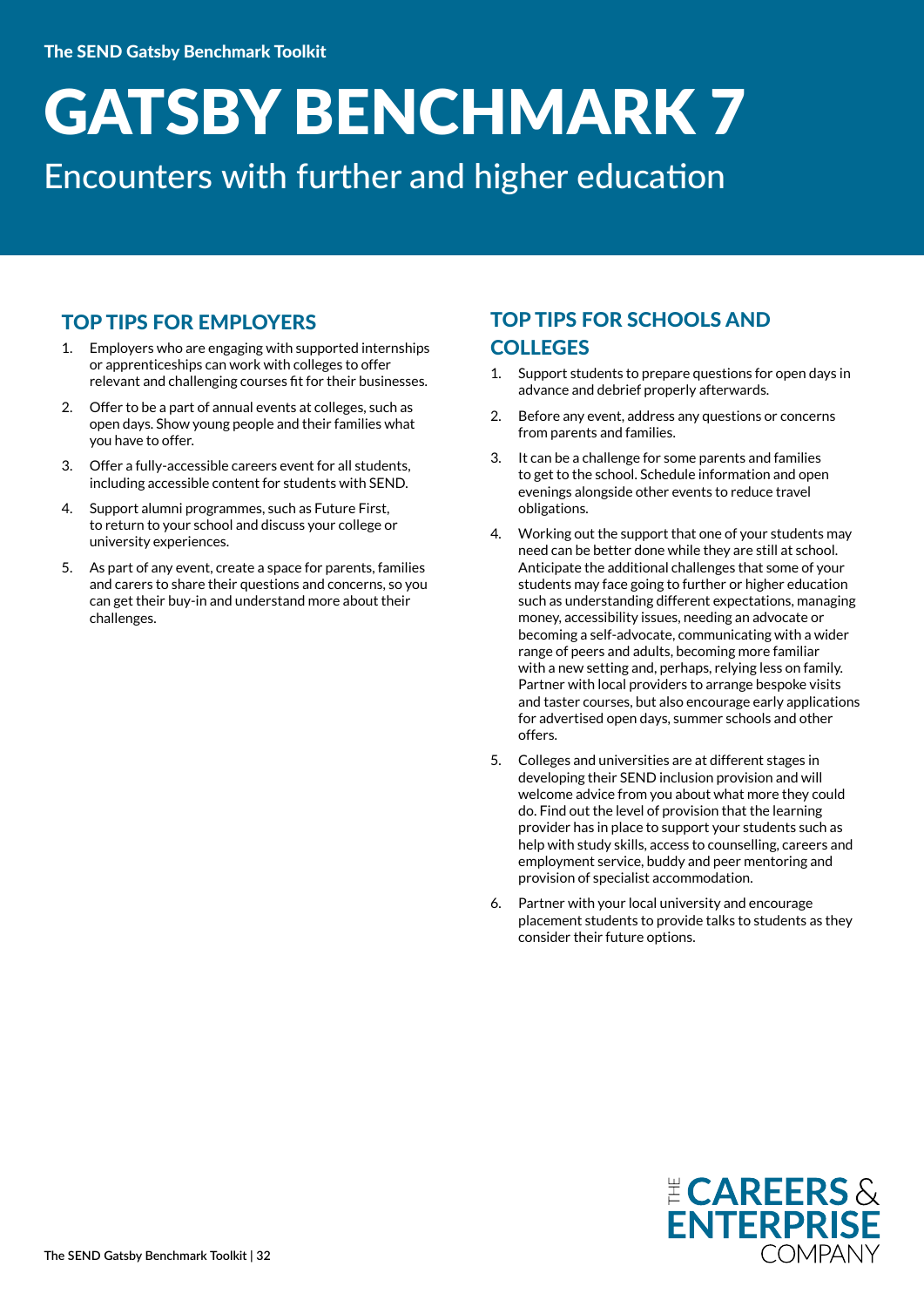# GATSBY BENCHMARK 7

## Encounters with further and higher education

### TOP TIPS FOR EMPLOYERS

1. Employers who are engaging with supported internships or apprenticeships can work with colleges to offer relevant and challenging courses fit for their businesses.
2. Offer to be a part of annual events at colleges, such as open days. Show young people and their families what you have to offer.
3. Offer a fully-accessible careers event for all students, including accessible content for students with SEND.
4. Support alumni programmes, such as Future First, to return to your school and discuss your college or university experiences.
5. As part of any event, create a space for parents, families and carers to share their questions and concerns, so you can get their buy-in and understand more about their challenges.

### TOP TIPS FOR SCHOOLS AND COLLEGES

1. Support students to prepare questions for open days in advance and debrief properly afterwards.
2. Before any event, address any questions or concerns from parents and families.
3. It can be a challenge for some parents and families to get to the school. Schedule information and open evenings alongside other events to reduce travel obligations.
4. Working out the support that one of your students may need can be better done while they are still at school. Anticipate the additional challenges that some of your students may face going to further or higher education such as understanding different expectations, managing money, accessibility issues, needing an advocate or becoming a self-advocate, communicating with a wider range of peers and adults, becoming more familiar with a new setting and, perhaps, relying less on family. Partner with local providers to arrange bespoke visits and taster courses, but also encourage early applications for advertised open days, summer schools and other offers.
5. Colleges and universities are at different stages in developing their SEND inclusion provision and will welcome advice from you about what more they could do. Find out the level of provision that the learning provider has in place to support your students such as help with study skills, access to counselling, careers and employment service, buddy and peer mentoring and provision of specialist accommodation.
6. Partner with your local university and encourage placement students to provide talks to students as they consider their future options.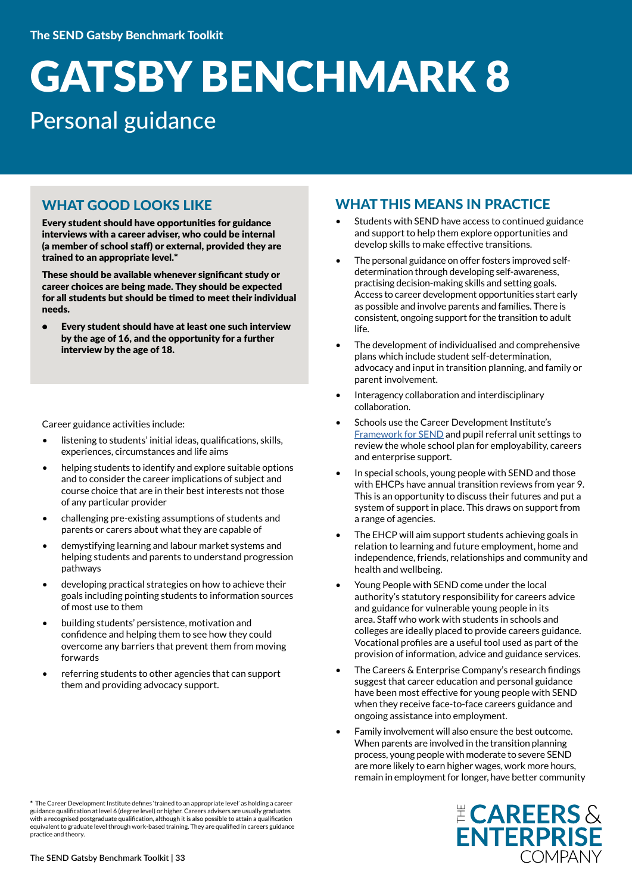# GATSBY BENCHMARK 8

## Personal guidance

### WHAT GOOD LOOKS LIKE

**Every student should have opportunities for guidance interviews with a career adviser, who could be internal (a member of school staff) or external, provided they are trained to an appropriate level.***

**These should be available whenever significant study or career choices are being made. They should be expected for all students but should be timed to meet their individual needs.**

- **Every student should have at least one such interview by the age of 16, and the opportunity for a further interview by the age of 18.**

Career guidance activities include:

- listening to students' initial ideas, qualifications, skills, experiences, circumstances and life aims
- helping students to identify and explore suitable options and to consider the career implications of subject and course choice that are in their best interests not those of any particular provider
- challenging pre-existing assumptions of students and parents or carers about what they are capable of
- demystifying learning and labour market systems and helping students and parents to understand progression pathways
- developing practical strategies on how to achieve their goals including pointing students to information sources of most use to them
- building students' persistence, motivation and confidence and helping them to see how they could overcome any barriers that prevent them from moving forwards
- referring students to other agencies that can support them and providing advocacy support.

\* The Career Development Institute defines 'trained to an appropriate level' as holding a career guidance qualification at level 6 (degree level) or higher. Careers advisers are usually graduates with a recognised postgraduate qualification, although it is also possible to attain a qualification equivalent to graduate level through work-based training. They are qualified in careers guidance practice and theory.

### WHAT THIS MEANS IN PRACTICE

- Students with SEND have access to continued guidance and support to help them explore opportunities and develop skills to make effective transitions.
- The personal guidance on offer fosters improved self-determination through developing self-awareness, practising decision-making skills and setting goals. Access to career development opportunities start early as possible and involve parents and families. There is consistent, ongoing support for the transition to adult life.
- The development of individualised and comprehensive plans which include student self-determination, advocacy and input in transition planning, and family or parent involvement.
- Interagency collaboration and interdisciplinary collaboration.
- Schools use the Career Development Institute's [Framework for SEND] and pupil referral unit settings to review the whole school plan for employability, careers and enterprise support.
- In special schools, young people with SEND and those with EHCPs have annual transition reviews from year 9. This is an opportunity to discuss their futures and put a system of support in place. This draws on support from a range of agencies.
- The EHCP will aim support students achieving goals in relation to learning and future employment, home and independence, friends, relationships and community and health and wellbeing.
- Young People with SEND come under the local authority's statutory responsibility for careers advice and guidance for vulnerable young people in its area. Staff who work with students in schools and colleges are ideally placed to provide careers guidance. Vocational profiles are a useful tool used as part of the provision of information, advice and guidance services.
- The Careers & Enterprise Company's research findings suggest that career education and personal guidance have been most effective for young people with SEND when they receive face-to-face careers guidance and ongoing assistance into employment.
- Family involvement will also ensure the best outcome. When parents are involved in the transition planning process, young people with moderate to severe SEND are more likely to earn higher wages, work more hours, remain in employment for longer, have better community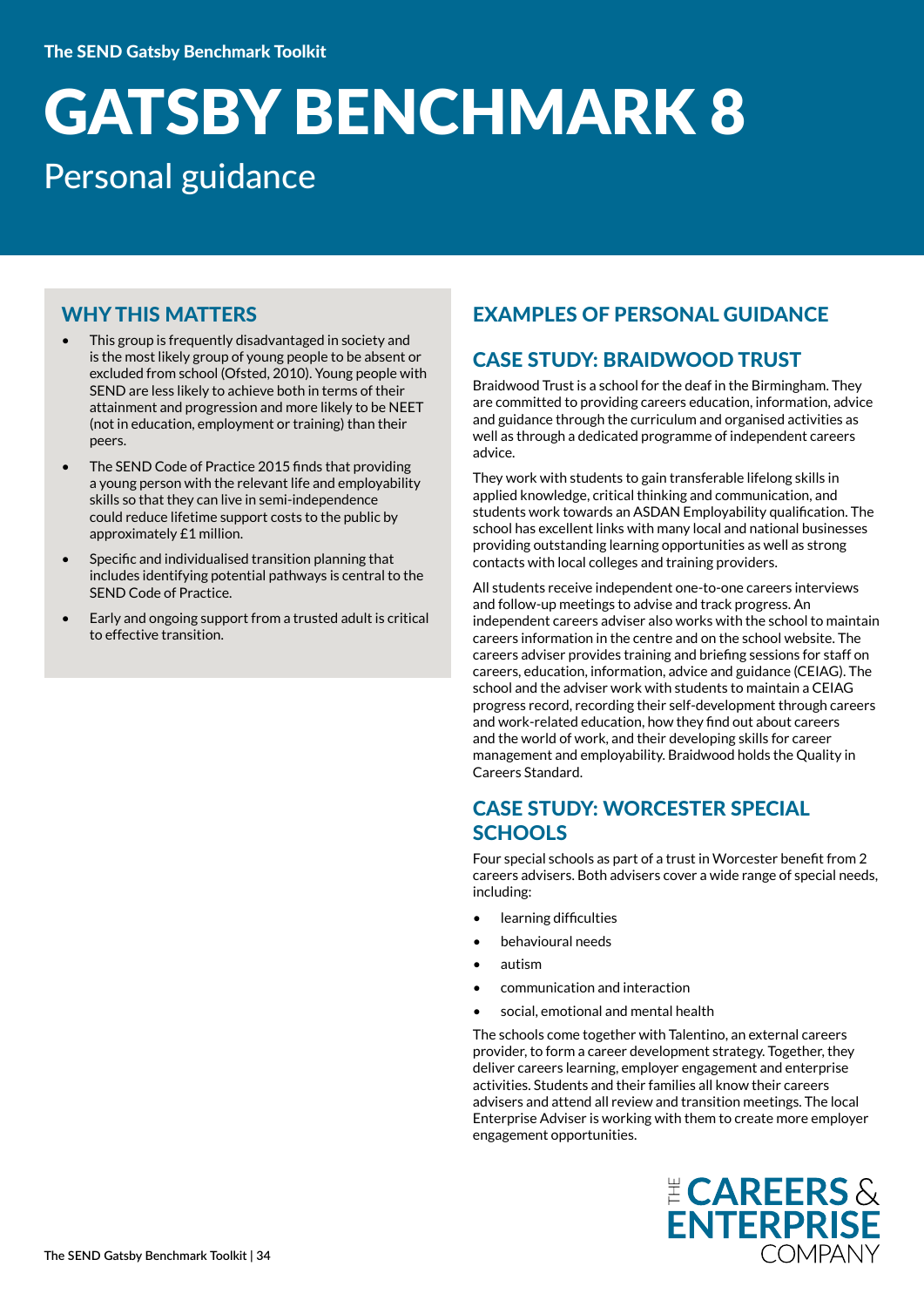# GATSBY BENCHMARK 8

## Personal guidance

## WHY THIS MATTERS

- This group is frequently disadvantaged in society and is the most likely group of young people to be absent or excluded from school (Ofsted, 2010). Young people with SEND are less likely to achieve both in terms of their attainment and progression and more likely to be NEET (not in education, employment or training) than their peers.
- The SEND Code of Practice 2015 finds that providing a young person with the relevant life and employability skills so that they can live in semi-independence could reduce lifetime support costs to the public by approximately £1 million.
- Specific and individualised transition planning that includes identifying potential pathways is central to the SEND Code of Practice.
- Early and ongoing support from a trusted adult is critical to effective transition.

## EXAMPLES OF PERSONAL GUIDANCE

### CASE STUDY: BRAIDWOOD TRUST

Braidwood Trust is a school for the deaf in the Birmingham. They are committed to providing careers education, information, advice and guidance through the curriculum and organised activities as well as through a dedicated programme of independent careers advice.

They work with students to gain transferable lifelong skills in applied knowledge, critical thinking and communication, and students work towards an ASDAN Employability qualification. The school has excellent links with many local and national businesses providing outstanding learning opportunities as well as strong contacts with local colleges and training providers.

All students receive independent one-to-one careers interviews and follow-up meetings to advise and track progress. An independent careers adviser also works with the school to maintain careers information in the centre and on the school website. The careers adviser provides training and briefing sessions for staff on careers, education, information, advice and guidance (CEIAG). The school and the adviser work with students to maintain a CEIAG progress record, recording their self-development through careers and work-related education, how they find out about careers and the world of work, and their developing skills for career management and employability. Braidwood holds the Quality in Careers Standard.

### CASE STUDY: WORCESTER SPECIAL SCHOOLS

Four special schools as part of a trust in Worcester benefit from 2 careers advisers. Both advisers cover a wide range of special needs, including:

- learning difficulties
- behavioural needs
- autism
- communication and interaction
- social, emotional and mental health

The schools come together with Talentino, an external careers provider, to form a career development strategy. Together, they deliver careers learning, employer engagement and enterprise activities. Students and their families all know their careers advisers and attend all review and transition meetings. The local Enterprise Adviser is working with them to create more employer engagement opportunities.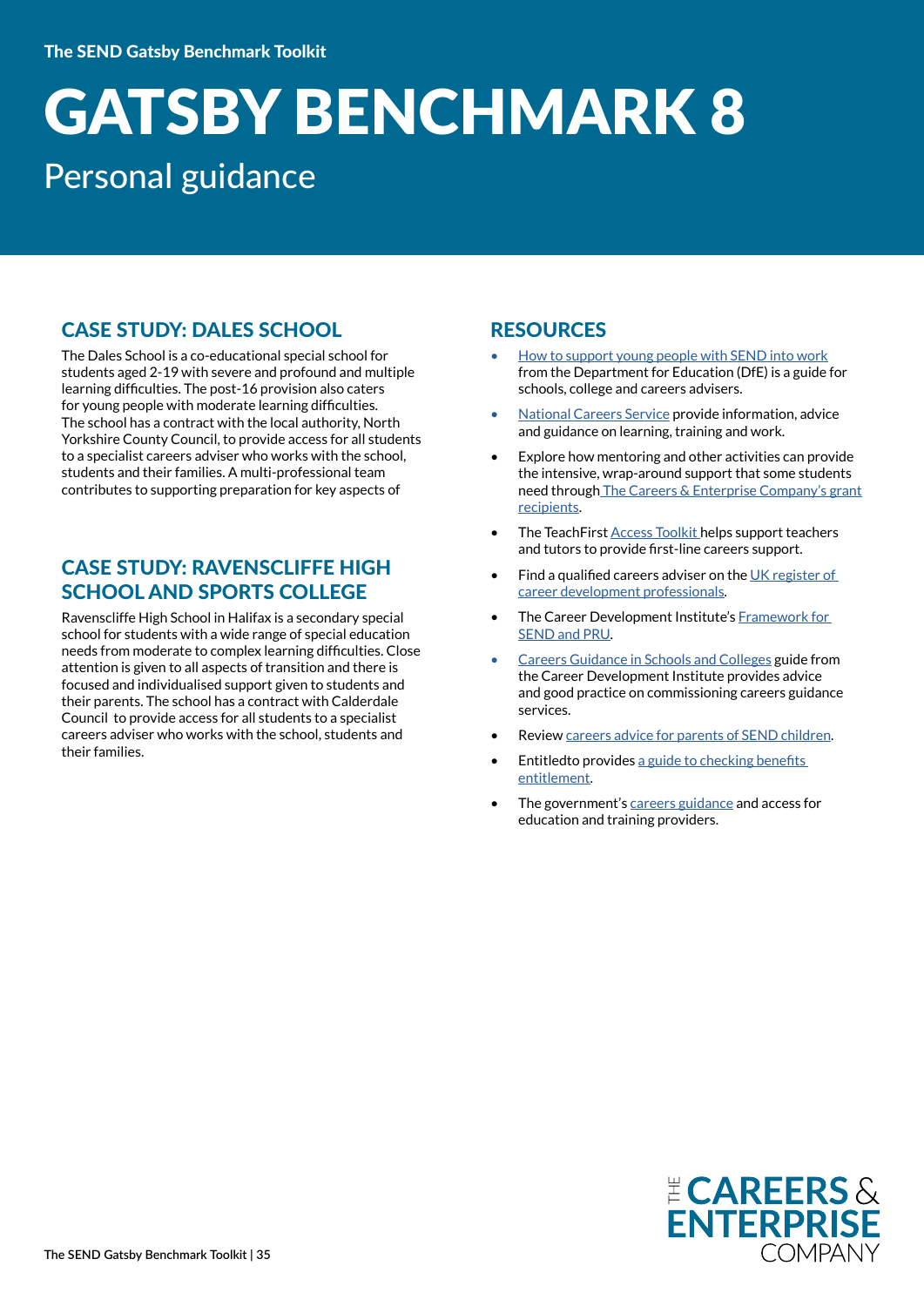# GATSBY BENCHMARK 8

## Personal guidance

### CASE STUDY: DALES SCHOOL

The Dales School is a co-educational special school for students aged 2-19 with severe and profound and multiple learning difficulties. The post-16 provision also caters for young people with moderate learning difficulties. The school has a contract with the local authority, North Yorkshire County Council, to provide access for all students to a specialist careers adviser who works with the school, students and their families. A multi-professional team contributes to supporting preparation for key aspects of

### CASE STUDY: RAVENSCLIFFE HIGH SCHOOL AND SPORTS COLLEGE

Ravenscliffe High School in Halifax is a secondary special school for students with a wide range of special education needs from moderate to complex learning difficulties. Close attention is given to all aspects of transition and there is focused and individualised support given to students and their parents. The school has a contract with Calderdale Council to provide access for all students to a specialist careers adviser who works with the school, students and their families.

### RESOURCES

- How to support young people with SEND into work from the Department for Education (DfE) is a guide for schools, college and careers advisers.
- National Careers Service provide information, advice and guidance on learning, training and work.
- Explore how mentoring and other activities can provide the intensive, wrap-around support that some students need through The Careers & Enterprise Company's grant recipients.
- The TeachFirst Access Toolkit helps support teachers and tutors to provide first-line careers support.
- Find a qualified careers adviser on the UK register of career development professionals.
- The Career Development Institute's Framework for SEND and PRU.
- Careers Guidance in Schools and Colleges guide from the Career Development Institute provides advice and good practice on commissioning careers guidance services.
- Review careers advice for parents of SEND children.
- Entitledto provides a guide to checking benefits entitlement.
- The government's careers guidance and access for education and training providers.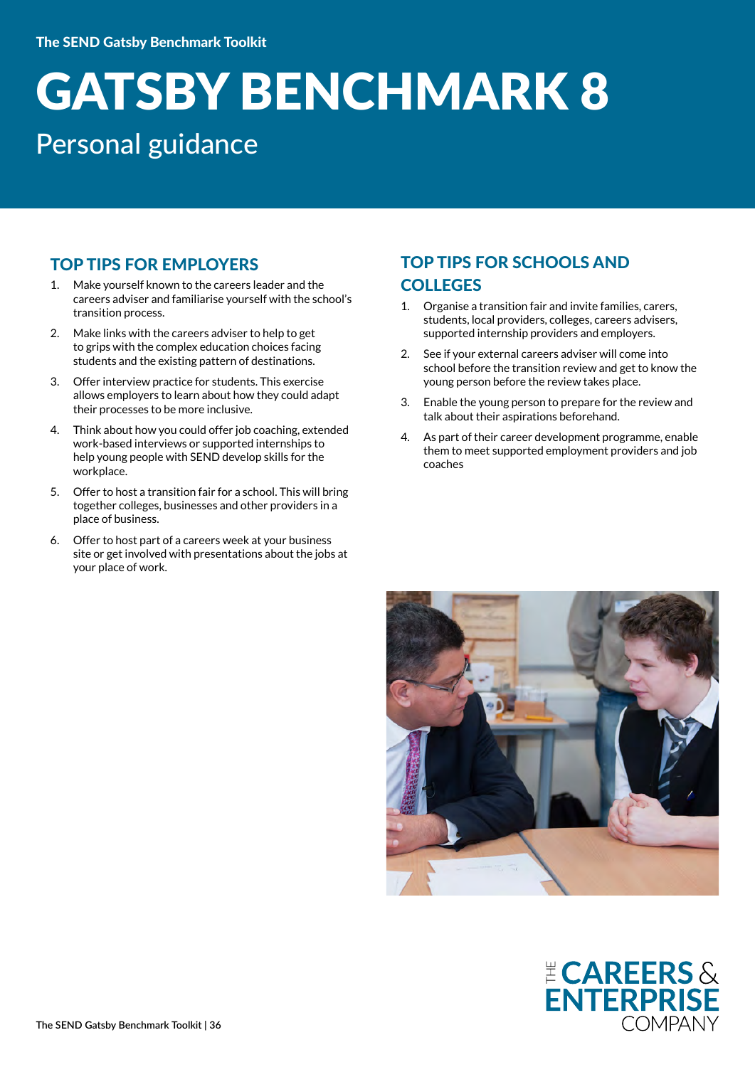The SEND Gatsby Benchmark Toolkit

# GATSBY BENCHMARK 8

## Personal guidance

### TOP TIPS FOR EMPLOYERS

1. Make yourself known to the careers leader and the careers adviser and familiarise yourself with the school's transition process.
2. Make links with the careers adviser to help to get to grips with the complex education choices facing students and the existing pattern of destinations.
3. Offer interview practice for students. This exercise allows employers to learn about how they could adapt their processes to be more inclusive.
4. Think about how you could offer job coaching, extended work-based interviews or supported internships to help young people with SEND develop skills for the workplace.
5. Offer to host a transition fair for a school. This will bring together colleges, businesses and other providers in a place of business.
6. Offer to host part of a careers week at your business site or get involved with presentations about the jobs at your place of work.

### TOP TIPS FOR SCHOOLS AND COLLEGES

1. Organise a transition fair and invite families, carers, students, local providers, colleges, careers advisers, supported internship providers and employers.
2. See if your external careers adviser will come into school before the transition review and get to know the young person before the review takes place.
3. Enable the young person to prepare for the review and talk about their aspirations beforehand.
4. As part of their career development programme, enable them to meet supported employment providers and job coaches

THE CAREERS & ENTERPRISE COMPANY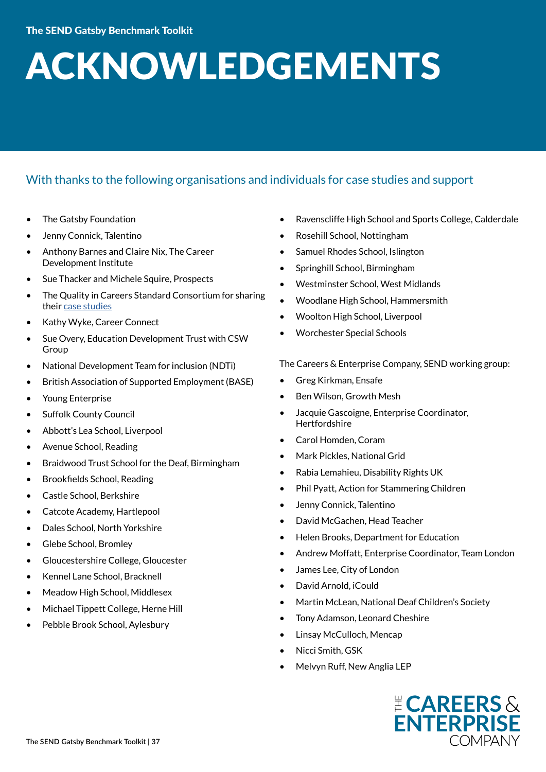# ACKNOWLEDGEMENTS

## With thanks to the following organisations and individuals for case studies and support

- The Gatsby Foundation
- Jenny Connick, Talentino
- Anthony Barnes and Claire Nix, The Career Development Institute
- Sue Thacker and Michele Squire, Prospects
- The Quality in Careers Standard Consortium for sharing their case studies
- Kathy Wyke, Career Connect
- Sue Overy, Education Development Trust with CSW Group
- National Development Team for inclusion (NDTi)
- British Association of Supported Employment (BASE)
- Young Enterprise
- Suffolk County Council
- Abbott's Lea School, Liverpool
- Avenue School, Reading
- Braidwood Trust School for the Deaf, Birmingham
- Brookfields School, Reading
- Castle School, Berkshire
- Catcote Academy, Hartlepool
- Dales School, North Yorkshire
- Glebe School, Bromley
- Gloucestershire College, Gloucester
- Kennel Lane School, Bracknell
- Meadow High School, Middlesex
- Michael Tippett College, Herne Hill
- Pebble Brook School, Aylesbury
- Ravenscliffe High School and Sports College, Calderdale
- Rosehill School, Nottingham
- Samuel Rhodes School, Islington
- Springhill School, Birmingham
- Westminster School, West Midlands
- Woodlane High School, Hammersmith
- Woolton High School, Liverpool
- Worchester Special Schools

The Careers & Enterprise Company, SEND working group:

- Greg Kirkman, Ensafe
- Ben Wilson, Growth Mesh
- Jacquie Gascoigne, Enterprise Coordinator, Hertfordshire
- Carol Homden, Coram
- Mark Pickles, National Grid
- Rabia Lemahieu, Disability Rights UK
- Phil Pyatt, Action for Stammering Children
- Jenny Connick, Talentino
- David McGachen, Head Teacher
- Helen Brooks, Department for Education
- Andrew Moffatt, Enterprise Coordinator, Team London
- James Lee, City of London
- David Arnold, iCould
- Martin McLean, National Deaf Children's Society
- Tony Adamson, Leonard Cheshire
- Linsay McCulloch, Mencap
- Nicci Smith, GSK
- Melvyn Ruff, New Anglia LEP

THE CAREERS & ENTERPRISE COMPANY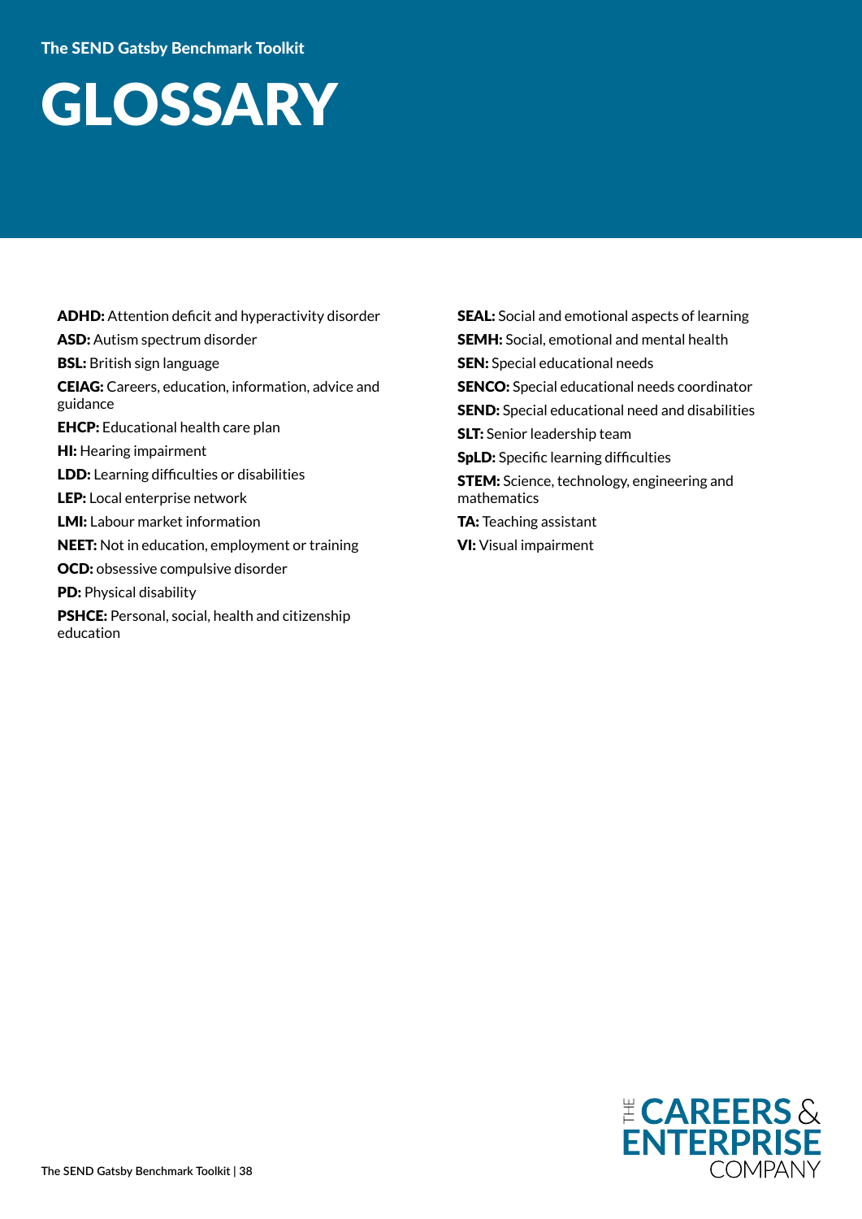# GLOSSARY

**ADHD:** Attention deficit and hyperactivity disorder

**ASD:** Autism spectrum disorder

**BSL:** British sign language

**CEIAG:** Careers, education, information, advice and guidance

**EHCP:** Educational health care plan

**HI:** Hearing impairment

**LDD:** Learning difficulties or disabilities

**LEP:** Local enterprise network

**LMI:** Labour market information

**NEET:** Not in education, employment or training

**OCD:** obsessive compulsive disorder

**PD:** Physical disability

**PSHCE:** Personal, social, health and citizenship education

**SEAL:** Social and emotional aspects of learning

**SEMH:** Social, emotional and mental health

**SEN:** Special educational needs

**SENCO:** Special educational needs coordinator

**SEND:** Special educational need and disabilities

**SLT:** Senior leadership team

**SpLD:** Specific learning difficulties

**STEM:** Science, technology, engineering and mathematics

**TA:** Teaching assistant

**VI:** Visual impairment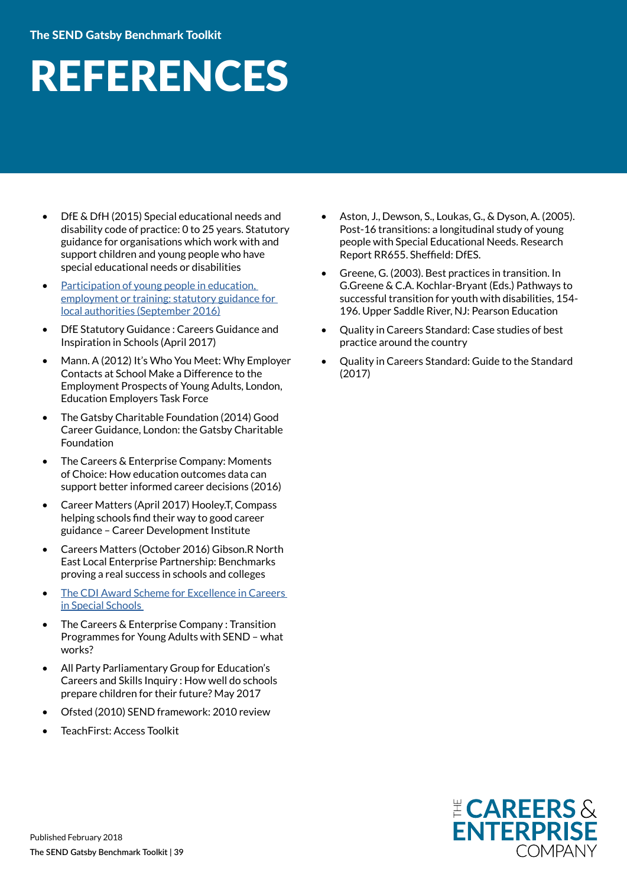# REFERENCES

- DfE & DfH (2015) Special educational needs and disability code of practice: 0 to 25 years. Statutory guidance for organisations which work with and support children and young people who have special educational needs or disabilities
- Participation of young people in education, employment or training: statutory guidance for local authorities (September 2016)
- DfE Statutory Guidance : Careers Guidance and Inspiration in Schools (April 2017)
- Mann. A (2012) It's Who You Meet: Why Employer Contacts at School Make a Difference to the Employment Prospects of Young Adults, London, Education Employers Task Force
- The Gatsby Charitable Foundation (2014) Good Career Guidance, London: the Gatsby Charitable Foundation
- The Careers & Enterprise Company: Moments of Choice: How education outcomes data can support better informed career decisions (2016)
- Career Matters (April 2017) Hooley.T, Compass helping schools find their way to good career guidance – Career Development Institute
- Careers Matters (October 2016) Gibson.R North East Local Enterprise Partnership: Benchmarks proving a real success in schools and colleges
- The CDI Award Scheme for Excellence in Careers in Special Schools
- The Careers & Enterprise Company : Transition Programmes for Young Adults with SEND – what works?
- All Party Parliamentary Group for Education's Careers and Skills Inquiry : How well do schools prepare children for their future? May 2017
- Ofsted (2010) SEND framework: 2010 review
- TeachFirst: Access Toolkit
- Aston, J., Dewson, S., Loukas, G., & Dyson, A. (2005). Post-16 transitions: a longitudinal study of young people with Special Educational Needs. Research Report RR655. Sheffield: DfES.
- Greene, G. (2003). Best practices in transition. In G.Greene & C.A. Kochlar-Bryant (Eds.) Pathways to successful transition for youth with disabilities, 154-196. Upper Saddle River, NJ: Pearson Education
- Quality in Careers Standard: Case studies of best practice around the country
- Quality in Careers Standard: Guide to the Standard (2017)

Published February 2018